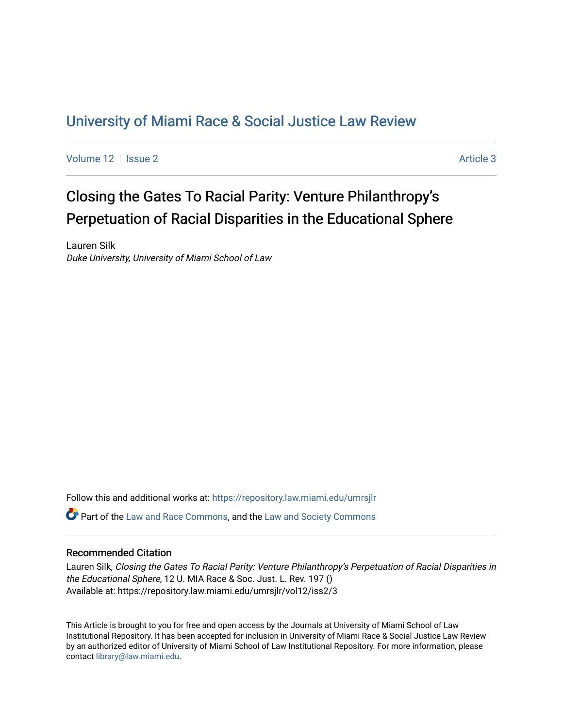# University of Miami Race & Social Justice Law Review

Volume 12 | Issue 2 Article 3

## Closing the Gates To Racial Parity: Venture Philanthropy's Perpetuation of Racial Disparities in the Educational Sphere

Lauren Silk
*Duke University, University of Miami School of Law*

Follow this and additional works at: https://repository.law.miami.edu/umrsjlr

Part of the Law and Race Commons, and the Law and Society Commons

### Recommended Citation

Lauren Silk, *Closing the Gates To Racial Parity: Venture Philanthropy's Perpetuation of Racial Disparities in the Educational Sphere*, 12 U. MIA Race & Soc. Just. L. Rev. 197 ()
Available at: https://repository.law.miami.edu/umrsjlr/vol12/iss2/3

This Article is brought to you for free and open access by the Journals at University of Miami School of Law Institutional Repository. It has been accepted for inclusion in University of Miami Race & Social Justice Law Review by an authorized editor of University of Miami School of Law Institutional Repository. For more information, please contact library@law.miami.edu.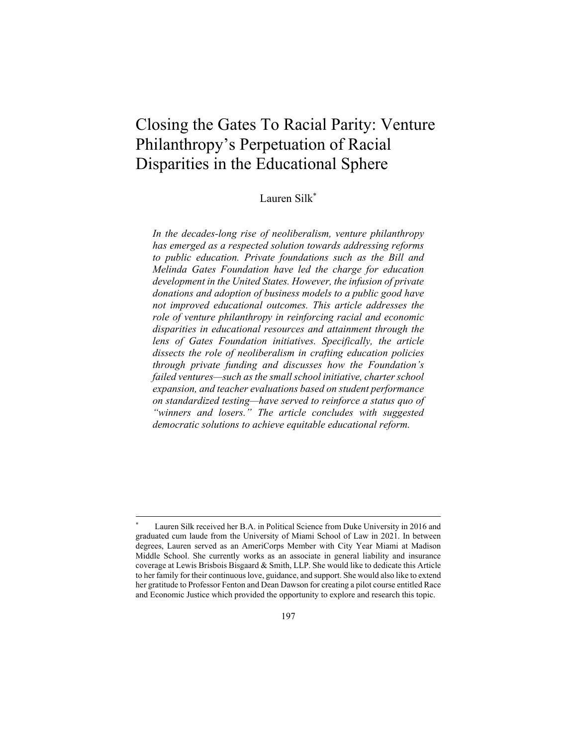# Closing the Gates To Racial Parity: Venture Philanthropy's Perpetuation of Racial Disparities in the Educational Sphere

Lauren Silk*

*In the decades-long rise of neoliberalism, venture philanthropy has emerged as a respected solution towards addressing reforms to public education. Private foundations such as the Bill and Melinda Gates Foundation have led the charge for education development in the United States. However, the infusion of private donations and adoption of business models to a public good have not improved educational outcomes. This article addresses the role of venture philanthropy in reinforcing racial and economic disparities in educational resources and attainment through the lens of Gates Foundation initiatives. Specifically, the article dissects the role of neoliberalism in crafting education policies through private funding and discusses how the Foundation's failed ventures—such as the small school initiative, charter school expansion, and teacher evaluations based on student performance on standardized testing—have served to reinforce a status quo of "winners and losers." The article concludes with suggested democratic solutions to achieve equitable educational reform.*

---

\* Lauren Silk received her B.A. in Political Science from Duke University in 2016 and graduated cum laude from the University of Miami School of Law in 2021. In between degrees, Lauren served as an AmeriCorps Member with City Year Miami at Madison Middle School. She currently works as an associate in general liability and insurance coverage at Lewis Brisbois Bisgaard & Smith, LLP. She would like to dedicate this Article to her family for their continuous love, guidance, and support. She would also like to extend her gratitude to Professor Fenton and Dean Dawson for creating a pilot course entitled Race and Economic Justice which provided the opportunity to explore and research this topic.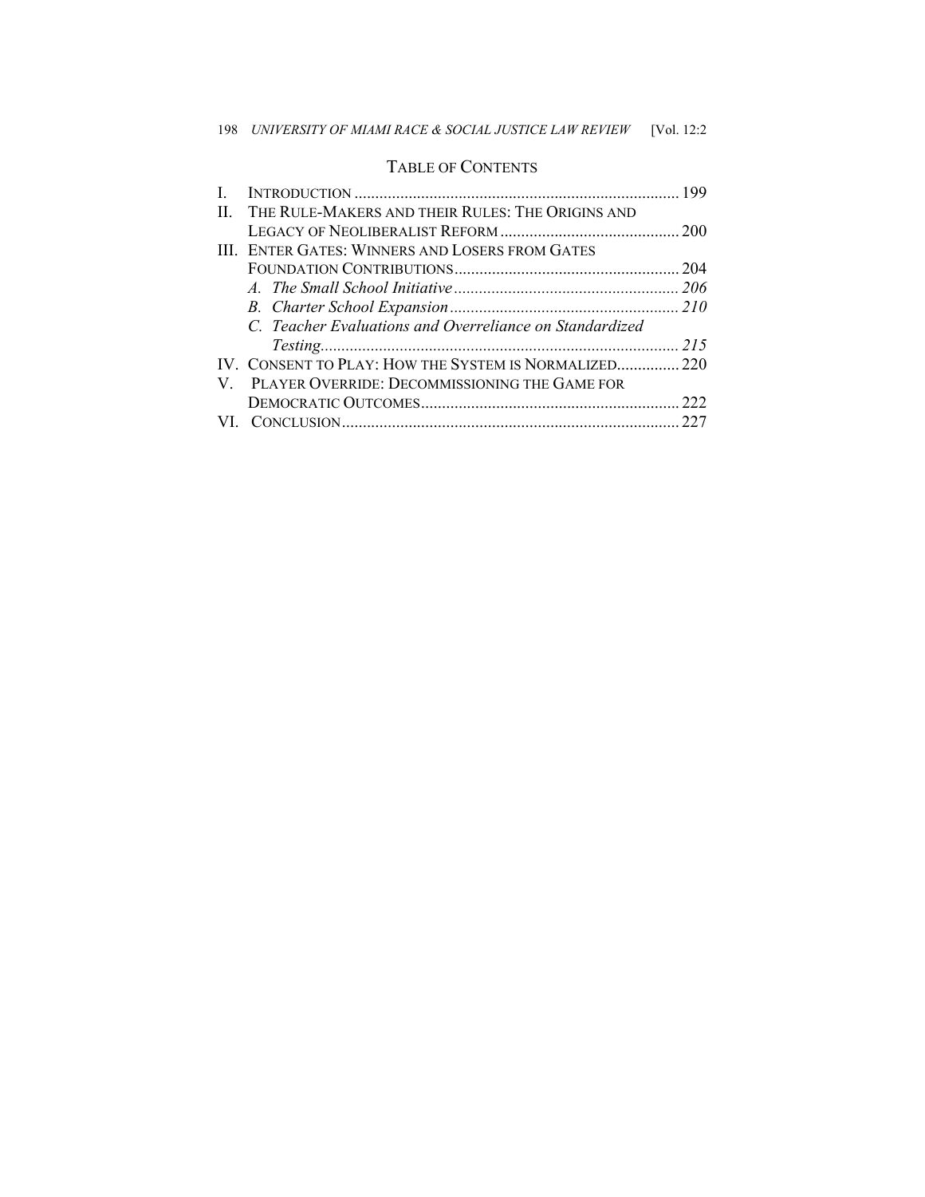## TABLE OF CONTENTS

I. INTRODUCTION .................................................................................. 199

II. THE RULE-MAKERS AND THEIR RULES: THE ORIGINS AND LEGACY OF NEOLIBERALIST REFORM ........................................... 200

III. ENTER GATES: WINNERS AND LOSERS FROM GATES FOUNDATION CONTRIBUTIONS ...................................................... 204

- *A. The Small School Initiative* ...................................................... *206*
- *B. Charter School Expansion* ....................................................... *210*
- *C. Teacher Evaluations and Overreliance on Standardized Testing* ..................................................................................... *215*

IV. CONSENT TO PLAY: HOW THE SYSTEM IS NORMALIZED............... 220

V. PLAYER OVERRIDE: DECOMMISSIONING THE GAME FOR DEMOCRATIC OUTCOMES.............................................................. 222

VI. CONCLUSION ................................................................................. 227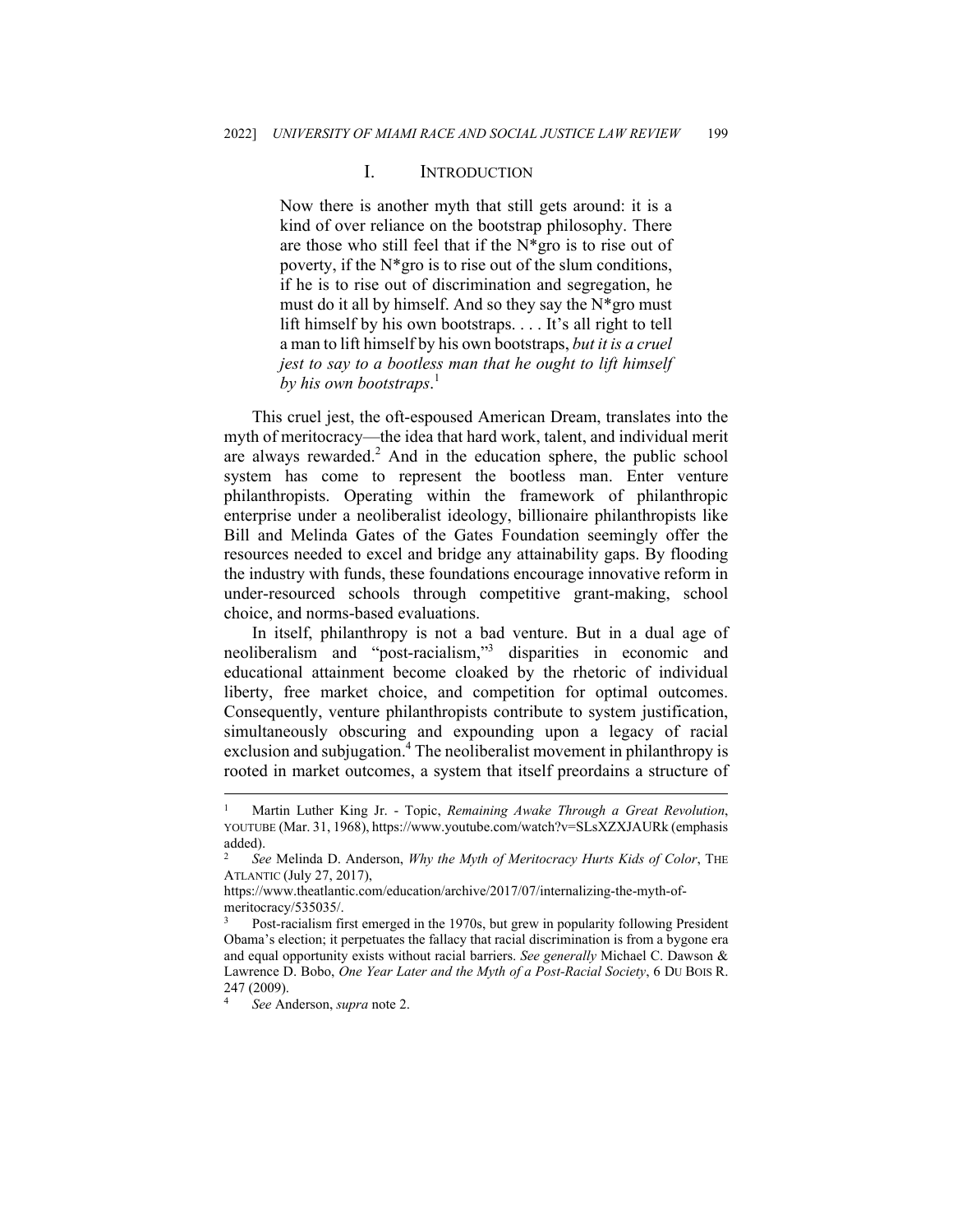## I. INTRODUCTION

> Now there is another myth that still gets around: it is a kind of over reliance on the bootstrap philosophy. There are those who still feel that if the N*gro is to rise out of poverty, if the N*gro is to rise out of the slum conditions, if he is to rise out of discrimination and segregation, he must do it all by himself. And so they say the N*gro must lift himself by his own bootstraps. . . . It's all right to tell a man to lift himself by his own bootstraps, *but it is a cruel jest to say to a bootless man that he ought to lift himself by his own bootstraps*.[1]

This cruel jest, the oft-espoused American Dream, translates into the myth of meritocracy—the idea that hard work, talent, and individual merit are always rewarded.[2] And in the education sphere, the public school system has come to represent the bootless man. Enter venture philanthropists. Operating within the framework of philanthropic enterprise under a neoliberalist ideology, billionaire philanthropists like Bill and Melinda Gates of the Gates Foundation seemingly offer the resources needed to excel and bridge any attainability gaps. By flooding the industry with funds, these foundations encourage innovative reform in under-resourced schools through competitive grant-making, school choice, and norms-based evaluations.

In itself, philanthropy is not a bad venture. But in a dual age of neoliberalism and "post-racialism,"[3] disparities in economic and educational attainment become cloaked by the rhetoric of individual liberty, free market choice, and competition for optimal outcomes. Consequently, venture philanthropists contribute to system justification, simultaneously obscuring and expounding upon a legacy of racial exclusion and subjugation.[4] The neoliberalist movement in philanthropy is rooted in market outcomes, a system that itself preordains a structure of

---

[1] Martin Luther King Jr. - Topic, *Remaining Awake Through a Great Revolution*, YOUTUBE (Mar. 31, 1968), https://www.youtube.com/watch?v=SLsXZXJAURk (emphasis added).

[2] *See* Melinda D. Anderson, *Why the Myth of Meritocracy Hurts Kids of Color*, THE ATLANTIC (July 27, 2017), https://www.theatlantic.com/education/archive/2017/07/internalizing-the-myth-of-meritocracy/535035/.

[3] Post-racialism first emerged in the 1970s, but grew in popularity following President Obama's election; it perpetuates the fallacy that racial discrimination is from a bygone era and equal opportunity exists without racial barriers. *See generally* Michael C. Dawson & Lawrence D. Bobo, *One Year Later and the Myth of a Post-Racial Society*, 6 DU BOIS R. 247 (2009).

[4] *See* Anderson, *supra* note 2.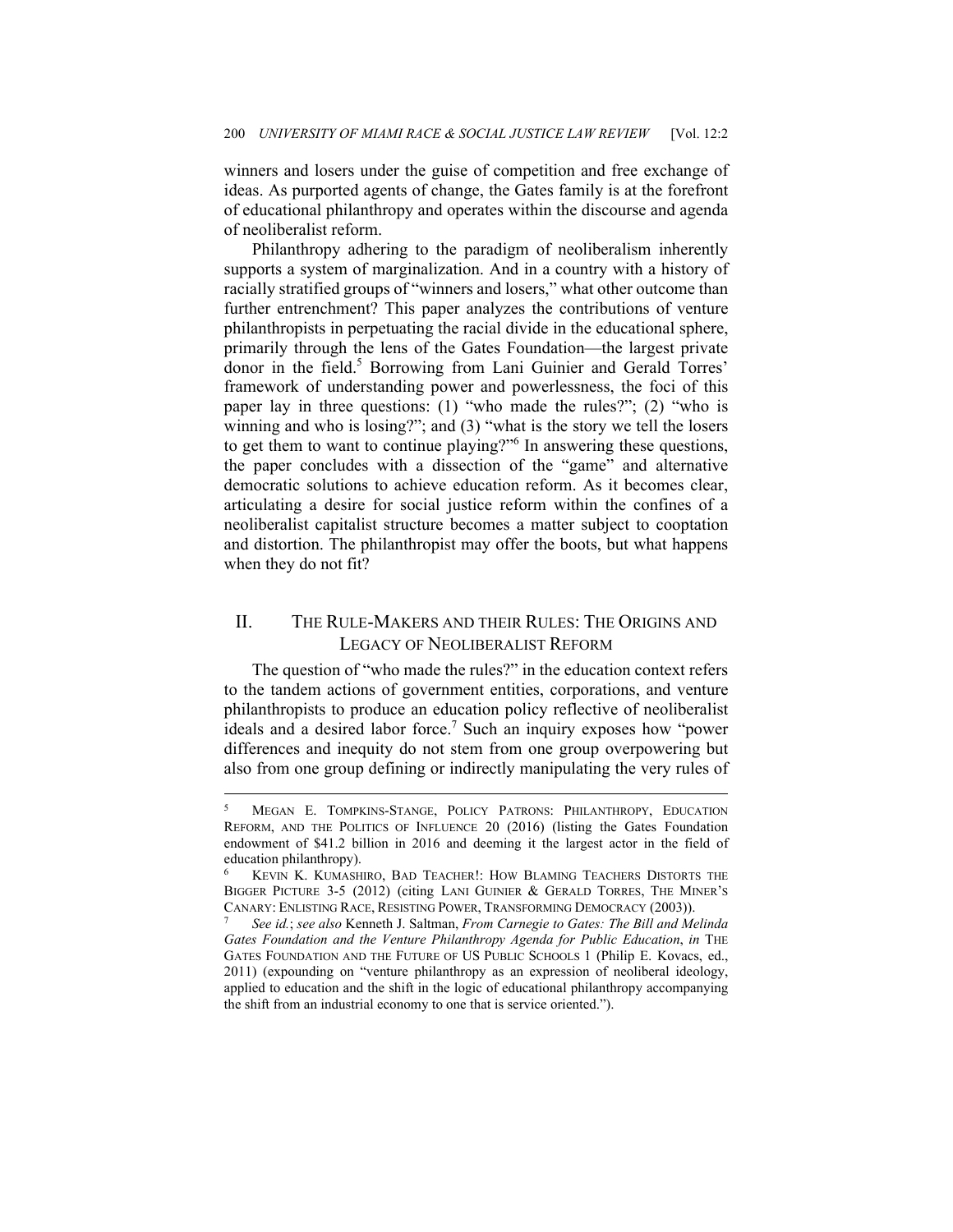winners and losers under the guise of competition and free exchange of ideas. As purported agents of change, the Gates family is at the forefront of educational philanthropy and operates within the discourse and agenda of neoliberalist reform.

Philanthropy adhering to the paradigm of neoliberalism inherently supports a system of marginalization. And in a country with a history of racially stratified groups of "winners and losers," what other outcome than further entrenchment? This paper analyzes the contributions of venture philanthropists in perpetuating the racial divide in the educational sphere, primarily through the lens of the Gates Foundation—the largest private donor in the field.[5] Borrowing from Lani Guinier and Gerald Torres' framework of understanding power and powerlessness, the foci of this paper lay in three questions: (1) "who made the rules?"; (2) "who is winning and who is losing?"; and (3) "what is the story we tell the losers to get them to want to continue playing?"[6] In answering these questions, the paper concludes with a dissection of the "game" and alternative democratic solutions to achieve education reform. As it becomes clear, articulating a desire for social justice reform within the confines of a neoliberalist capitalist structure becomes a matter subject to cooptation and distortion. The philanthropist may offer the boots, but what happens when they do not fit?

## II. THE RULE-MAKERS AND THEIR RULES: THE ORIGINS AND LEGACY OF NEOLIBERALIST REFORM

The question of "who made the rules?" in the education context refers to the tandem actions of government entities, corporations, and venture philanthropists to produce an education policy reflective of neoliberalist ideals and a desired labor force.[7] Such an inquiry exposes how "power differences and inequity do not stem from one group overpowering but also from one group defining or indirectly manipulating the very rules of

---

[5] MEGAN E. TOMPKINS-STANGE, POLICY PATRONS: PHILANTHROPY, EDUCATION REFORM, AND THE POLITICS OF INFLUENCE 20 (2016) (listing the Gates Foundation endowment of $41.2 billion in 2016 and deeming it the largest actor in the field of education philanthropy).

[6] KEVIN K. KUMASHIRO, BAD TEACHER!: HOW BLAMING TEACHERS DISTORTS THE BIGGER PICTURE 3-5 (2012) (citing LANI GUINIER & GERALD TORRES, THE MINER'S CANARY: ENLISTING RACE, RESISTING POWER, TRANSFORMING DEMOCRACY (2003)).

[7] *See id.*; *see also* Kenneth J. Saltman, *From Carnegie to Gates: The Bill and Melinda Gates Foundation and the Venture Philanthropy Agenda for Public Education*, *in* THE GATES FOUNDATION AND THE FUTURE OF US PUBLIC SCHOOLS 1 (Philip E. Kovacs, ed., 2011) (expounding on "venture philanthropy as an expression of neoliberal ideology, applied to education and the shift in the logic of educational philanthropy accompanying the shift from an industrial economy to one that is service oriented.").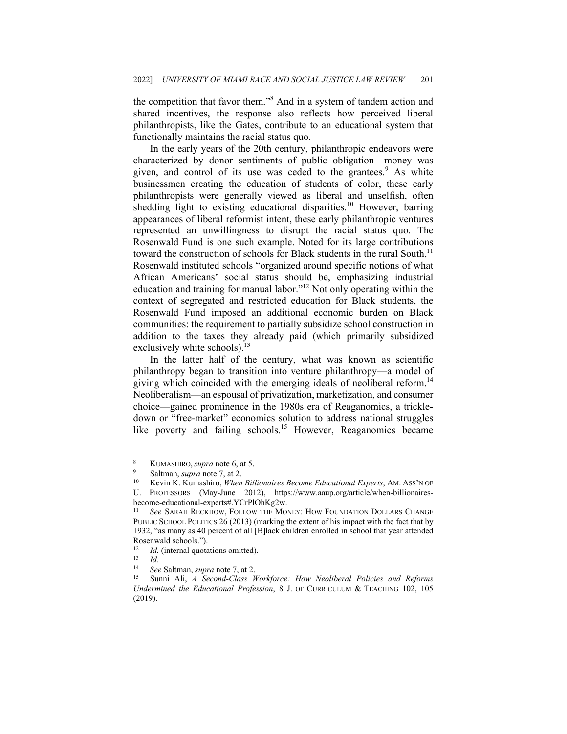the competition that favor them."[8] And in a system of tandem action and shared incentives, the response also reflects how perceived liberal philanthropists, like the Gates, contribute to an educational system that functionally maintains the racial status quo.

In the early years of the 20th century, philanthropic endeavors were characterized by donor sentiments of public obligation—money was given, and control of its use was ceded to the grantees.[9] As white businessmen creating the education of students of color, these early philanthropists were generally viewed as liberal and unselfish, often shedding light to existing educational disparities.[10] However, barring appearances of liberal reformist intent, these early philanthropic ventures represented an unwillingness to disrupt the racial status quo. The Rosenwald Fund is one such example. Noted for its large contributions toward the construction of schools for Black students in the rural South,[11] Rosenwald instituted schools "organized around specific notions of what African Americans' social status should be, emphasizing industrial education and training for manual labor."[12] Not only operating within the context of segregated and restricted education for Black students, the Rosenwald Fund imposed an additional economic burden on Black communities: the requirement to partially subsidize school construction in addition to the taxes they already paid (which primarily subsidized exclusively white schools).[13]

In the latter half of the century, what was known as scientific philanthropy began to transition into venture philanthropy—a model of giving which coincided with the emerging ideals of neoliberal reform.[14] Neoliberalism—an espousal of privatization, marketization, and consumer choice—gained prominence in the 1980s era of Reaganomics, a trickle-down or "free-market" economics solution to address national struggles like poverty and failing schools.[15] However, Reaganomics became

---

[8] KUMASHIRO, *supra* note 6, at 5.

[9] Saltman, *supra* note 7, at 2.

[10] Kevin K. Kumashiro, *When Billionaires Become Educational Experts*, AM. ASS'N OF U. PROFESSORS (May-June 2012), https://www.aaup.org/article/when-billionaires-become-educational-experts#.YCrPlOhKg2w.

[11] *See* SARAH RECKHOW, FOLLOW THE MONEY: HOW FOUNDATION DOLLARS CHANGE PUBLIC SCHOOL POLITICS 26 (2013) (marking the extent of his impact with the fact that by 1932, "as many as 40 percent of all [B]lack children enrolled in school that year attended Rosenwald schools.").

[12] *Id.* (internal quotations omitted).

[13] *Id.*

[14] *See* Saltman, *supra* note 7, at 2.

[15] Sunni Ali, *A Second-Class Workforce: How Neoliberal Policies and Reforms Undermined the Educational Profession*, 8 J. OF CURRICULUM & TEACHING 102, 105 (2019).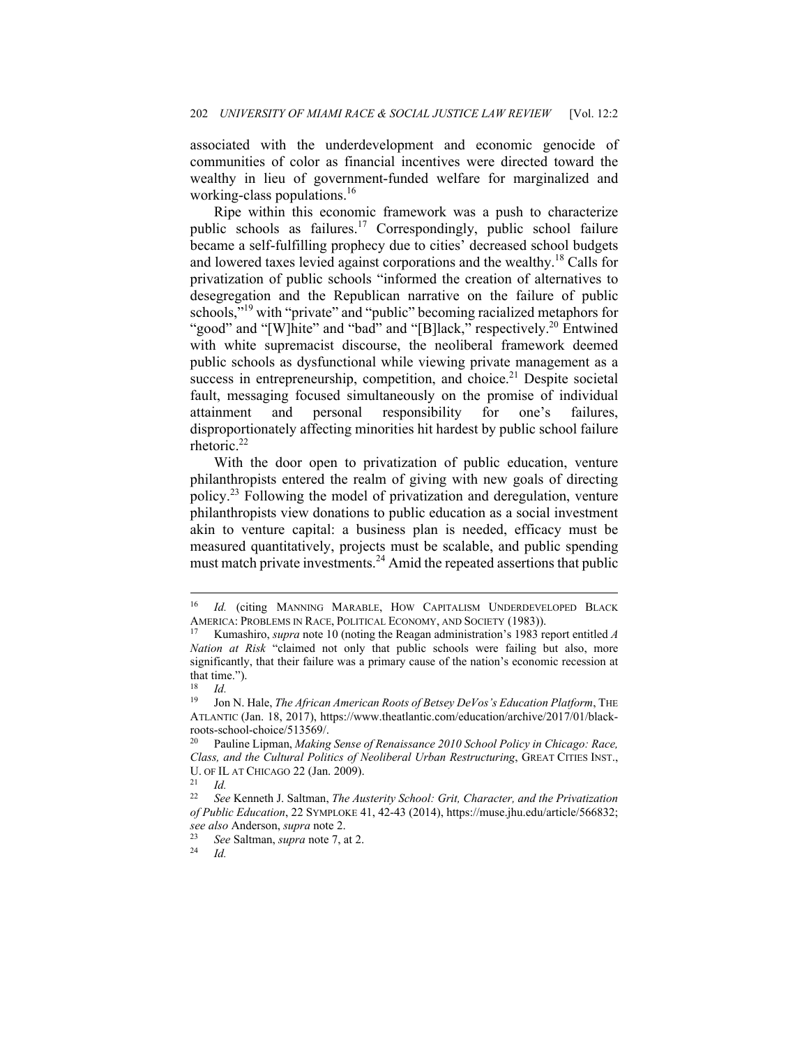associated with the underdevelopment and economic genocide of communities of color as financial incentives were directed toward the wealthy in lieu of government-funded welfare for marginalized and working-class populations.[16]

Ripe within this economic framework was a push to characterize public schools as failures.[17] Correspondingly, public school failure became a self-fulfilling prophecy due to cities' decreased school budgets and lowered taxes levied against corporations and the wealthy.[18] Calls for privatization of public schools "informed the creation of alternatives to desegregation and the Republican narrative on the failure of public schools,"[19] with "private" and "public" becoming racialized metaphors for "good" and "[W]hite" and "bad" and "[B]lack," respectively.[20] Entwined with white supremacist discourse, the neoliberal framework deemed public schools as dysfunctional while viewing private management as a success in entrepreneurship, competition, and choice.[21] Despite societal fault, messaging focused simultaneously on the promise of individual attainment and personal responsibility for one's failures, disproportionately affecting minorities hit hardest by public school failure rhetoric.[22]

With the door open to privatization of public education, venture philanthropists entered the realm of giving with new goals of directing policy.[23] Following the model of privatization and deregulation, venture philanthropists view donations to public education as a social investment akin to venture capital: a business plan is needed, efficacy must be measured quantitatively, projects must be scalable, and public spending must match private investments.[24] Amid the repeated assertions that public

---

[16] *Id.* (citing MANNING MARABLE, HOW CAPITALISM UNDERDEVELOPED BLACK AMERICA: PROBLEMS IN RACE, POLITICAL ECONOMY, AND SOCIETY (1983)).

[17] Kumashiro, *supra* note 10 (noting the Reagan administration's 1983 report entitled *A Nation at Risk* "claimed not only that public schools were failing but also, more significantly, that their failure was a primary cause of the nation's economic recession at that time.").

[18] *Id.*

[19] Jon N. Hale, *The African American Roots of Betsey DeVos's Education Platform*, THE ATLANTIC (Jan. 18, 2017), https://www.theatlantic.com/education/archive/2017/01/black-roots-school-choice/513569/.

[20] Pauline Lipman, *Making Sense of Renaissance 2010 School Policy in Chicago: Race, Class, and the Cultural Politics of Neoliberal Urban Restructuring*, GREAT CITIES INST., U. OF IL AT CHICAGO 22 (Jan. 2009).

[21] *Id.*

[22] *See* Kenneth J. Saltman, *The Austerity School: Grit, Character, and the Privatization of Public Education*, 22 SYMPLOKE 41, 42-43 (2014), https://muse.jhu.edu/article/566832; *see also* Anderson, *supra* note 2.

[23] *See* Saltman, *supra* note 7, at 2.

[24] *Id.*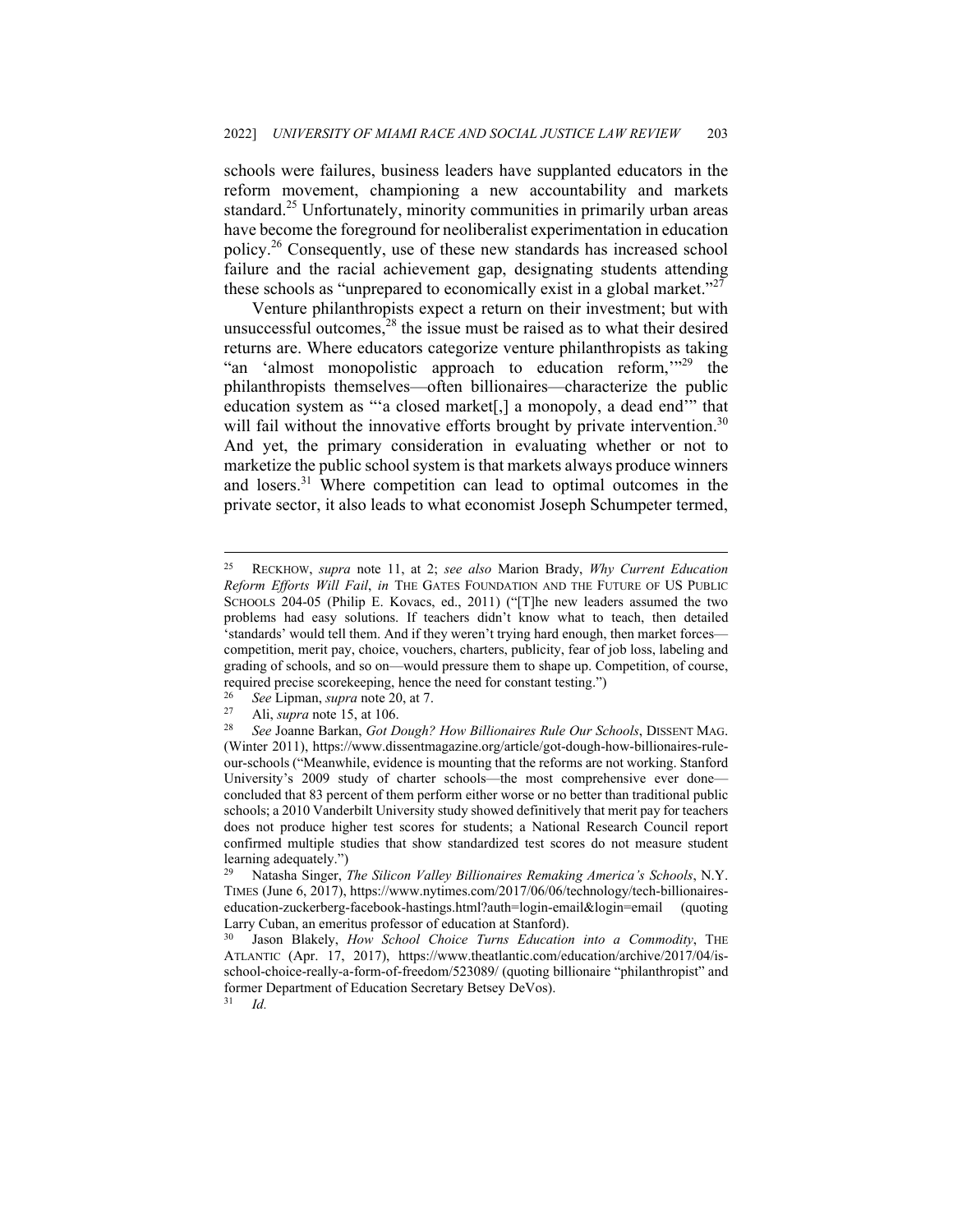schools were failures, business leaders have supplanted educators in the reform movement, championing a new accountability and markets standard.[25] Unfortunately, minority communities in primarily urban areas have become the foreground for neoliberalist experimentation in education policy.[26] Consequently, use of these new standards has increased school failure and the racial achievement gap, designating students attending these schools as "unprepared to economically exist in a global market."[27]

Venture philanthropists expect a return on their investment; but with unsuccessful outcomes,[28] the issue must be raised as to what their desired returns are. Where educators categorize venture philanthropists as taking "an 'almost monopolistic approach to education reform,'"[29] the philanthropists themselves—often billionaires—characterize the public education system as "'a closed market[,] a monopoly, a dead end'" that will fail without the innovative efforts brought by private intervention.[30] And yet, the primary consideration in evaluating whether or not to marketize the public school system is that markets always produce winners and losers.[31] Where competition can lead to optimal outcomes in the private sector, it also leads to what economist Joseph Schumpeter termed,

---

[25] RECKHOW, *supra* note 11, at 2; *see also* Marion Brady, *Why Current Education Reform Efforts Will Fail*, *in* THE GATES FOUNDATION AND THE FUTURE OF US PUBLIC SCHOOLS 204-05 (Philip E. Kovacs, ed., 2011) ("[T]he new leaders assumed the two problems had easy solutions. If teachers didn't know what to teach, then detailed 'standards' would tell them. And if they weren't trying hard enough, then market forces—competition, merit pay, choice, vouchers, charters, publicity, fear of job loss, labeling and grading of schools, and so on—would pressure them to shape up. Competition, of course, required precise scorekeeping, hence the need for constant testing.")

[26] *See* Lipman, *supra* note 20, at 7.

[27] Ali, *supra* note 15, at 106.

[28] *See* Joanne Barkan, *Got Dough? How Billionaires Rule Our Schools*, DISSENT MAG. (Winter 2011), https://www.dissentmagazine.org/article/got-dough-how-billionaires-rule-our-schools ("Meanwhile, evidence is mounting that the reforms are not working. Stanford University's 2009 study of charter schools—the most comprehensive ever done—concluded that 83 percent of them perform either worse or no better than traditional public schools; a 2010 Vanderbilt University study showed definitively that merit pay for teachers does not produce higher test scores for students; a National Research Council report confirmed multiple studies that show standardized test scores do not measure student learning adequately.")

[29] Natasha Singer, *The Silicon Valley Billionaires Remaking America's Schools*, N.Y. TIMES (June 6, 2017), https://www.nytimes.com/2017/06/06/technology/tech-billionaires-education-zuckerberg-facebook-hastings.html?auth=login-email&login=email (quoting Larry Cuban, an emeritus professor of education at Stanford).

[30] Jason Blakely, *How School Choice Turns Education into a Commodity*, THE ATLANTIC (Apr. 17, 2017), https://www.theatlantic.com/education/archive/2017/04/is-school-choice-really-a-form-of-freedom/523089/ (quoting billionaire "philanthropist" and former Department of Education Secretary Betsey DeVos).

[31] *Id.*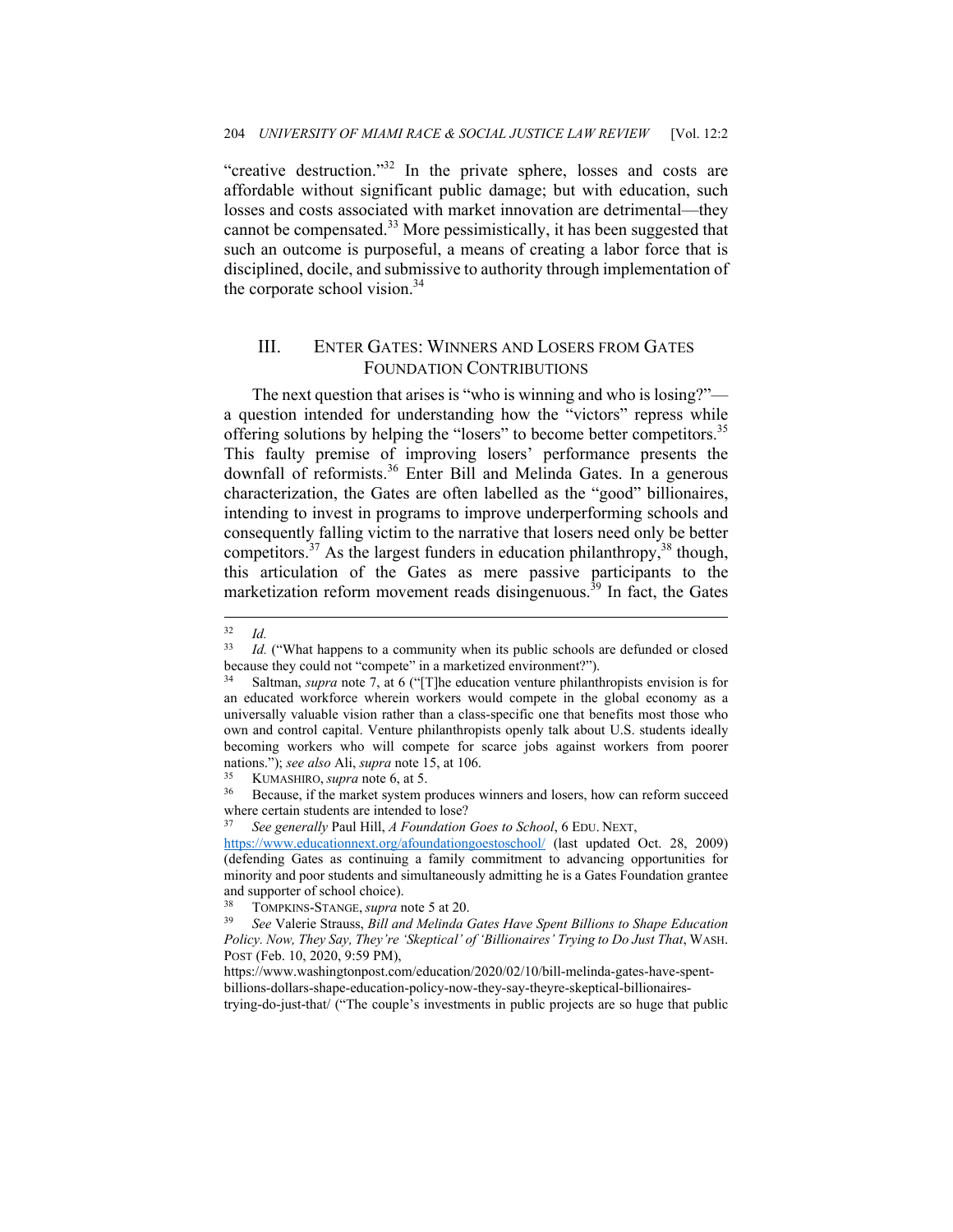"creative destruction."[32] In the private sphere, losses and costs are affordable without significant public damage; but with education, such losses and costs associated with market innovation are detrimental—they cannot be compensated.[33] More pessimistically, it has been suggested that such an outcome is purposeful, a means of creating a labor force that is disciplined, docile, and submissive to authority through implementation of the corporate school vision.[34]

## III. ENTER GATES: WINNERS AND LOSERS FROM GATES FOUNDATION CONTRIBUTIONS

The next question that arises is "who is winning and who is losing?"—a question intended for understanding how the "victors" repress while offering solutions by helping the "losers" to become better competitors.[35] This faulty premise of improving losers' performance presents the downfall of reformists.[36] Enter Bill and Melinda Gates. In a generous characterization, the Gates are often labelled as the "good" billionaires, intending to invest in programs to improve underperforming schools and consequently falling victim to the narrative that losers need only be better competitors.[37] As the largest funders in education philanthropy,[38] though, this articulation of the Gates as mere passive participants to the marketization reform movement reads disingenuous.[39] In fact, the Gates

---

[32] *Id.*

[33] *Id.* ("What happens to a community when its public schools are defunded or closed because they could not "compete" in a marketized environment?").

[34] Saltman, *supra* note 7, at 6 ("[T]he education venture philanthropists envision is for an educated workforce wherein workers would compete in the global economy as a universally valuable vision rather than a class-specific one that benefits most those who own and control capital. Venture philanthropists openly talk about U.S. students ideally becoming workers who will compete for scarce jobs against workers from poorer nations."); *see also* Ali, *supra* note 15, at 106.

[35] KUMASHIRO, *supra* note 6, at 5.

[36] Because, if the market system produces winners and losers, how can reform succeed where certain students are intended to lose?

[37] *See generally* Paul Hill, *A Foundation Goes to School*, 6 EDU. NEXT, https://www.educationnext.org/afoundationgoestoschool/ (last updated Oct. 28, 2009) (defending Gates as continuing a family commitment to advancing opportunities for minority and poor students and simultaneously admitting he is a Gates Foundation grantee and supporter of school choice).

[38] TOMPKINS-STANGE, *supra* note 5 at 20.

[39] *See* Valerie Strauss, *Bill and Melinda Gates Have Spent Billions to Shape Education Policy. Now, They Say, They're 'Skeptical' of 'Billionaires' Trying to Do Just That*, WASH. POST (Feb. 10, 2020, 9:59 PM), https://www.washingtonpost.com/education/2020/02/10/bill-melinda-gates-have-spent-billions-dollars-shape-education-policy-now-they-say-theyre-skeptical-billionaires-trying-do-just-that/ ("The couple's investments in public projects are so huge that public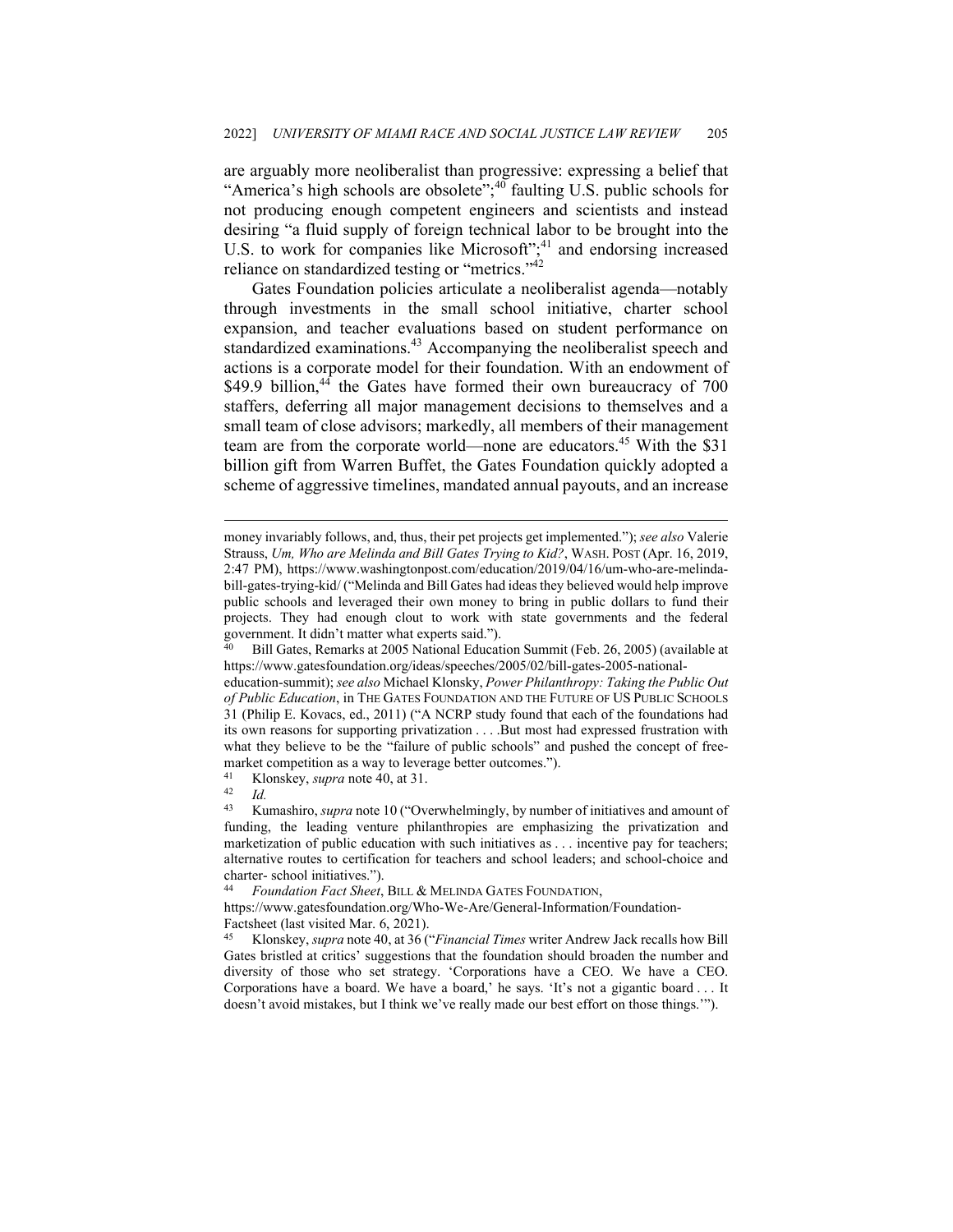are arguably more neoliberalist than progressive: expressing a belief that "America's high schools are obsolete";[40] faulting U.S. public schools for not producing enough competent engineers and scientists and instead desiring "a fluid supply of foreign technical labor to be brought into the U.S. to work for companies like Microsoft";[41] and endorsing increased reliance on standardized testing or "metrics."[42]

Gates Foundation policies articulate a neoliberalist agenda—notably through investments in the small school initiative, charter school expansion, and teacher evaluations based on student performance on standardized examinations.[43] Accompanying the neoliberalist speech and actions is a corporate model for their foundation. With an endowment of \$49.9 billion,[44] the Gates have formed their own bureaucracy of 700 staffers, deferring all major management decisions to themselves and a small team of close advisors; markedly, all members of their management team are from the corporate world—none are educators.[45] With the \$31 billion gift from Warren Buffet, the Gates Foundation quickly adopted a scheme of aggressive timelines, mandated annual payouts, and an increase

---

money invariably follows, and, thus, their pet projects get implemented."); *see also* Valerie Strauss, *Um, Who are Melinda and Bill Gates Trying to Kid?*, WASH. POST (Apr. 16, 2019, 2:47 PM), https://www.washingtonpost.com/education/2019/04/16/um-who-are-melinda-bill-gates-trying-kid/ ("Melinda and Bill Gates had ideas they believed would help improve public schools and leveraged their own money to bring in public dollars to fund their projects. They had enough clout to work with state governments and the federal government. It didn't matter what experts said.").

[40] Bill Gates, Remarks at 2005 National Education Summit (Feb. 26, 2005) (available at https://www.gatesfoundation.org/ideas/speeches/2005/02/bill-gates-2005-national-education-summit); *see also* Michael Klonsky, *Power Philanthropy: Taking the Public Out of Public Education*, in THE GATES FOUNDATION AND THE FUTURE OF US PUBLIC SCHOOLS 31 (Philip E. Kovacs, ed., 2011) ("A NCRP study found that each of the foundations had its own reasons for supporting privatization . . . .But most had expressed frustration with what they believe to be the "failure of public schools" and pushed the concept of free-market competition as a way to leverage better outcomes.").

[41] Klonskey, *supra* note 40, at 31.

[42] *Id.*

[43] Kumashiro, *supra* note 10 ("Overwhelmingly, by number of initiatives and amount of funding, the leading venture philanthropies are emphasizing the privatization and marketization of public education with such initiatives as . . . incentive pay for teachers; alternative routes to certification for teachers and school leaders; and school-choice and charter- school initiatives.").

[44] *Foundation Fact Sheet*, BILL & MELINDA GATES FOUNDATION, https://www.gatesfoundation.org/Who-We-Are/General-Information/Foundation-Factsheet (last visited Mar. 6, 2021).

[45] Klonskey, *supra* note 40, at 36 ("*Financial Times* writer Andrew Jack recalls how Bill Gates bristled at critics' suggestions that the foundation should broaden the number and diversity of those who set strategy. 'Corporations have a CEO. We have a CEO. Corporations have a board. We have a board,' he says. 'It's not a gigantic board . . . It doesn't avoid mistakes, but I think we've really made our best effort on those things.'").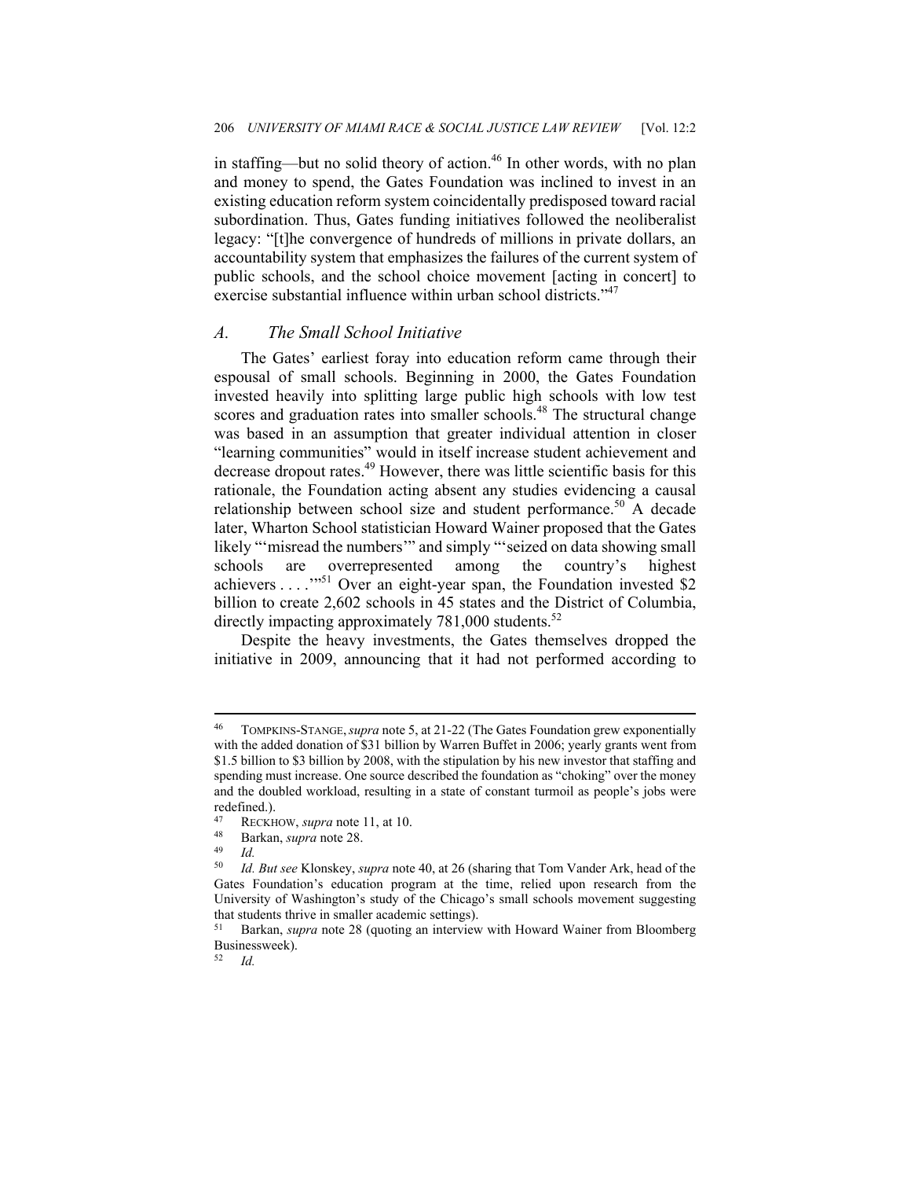in staffing—but no solid theory of action.[46] In other words, with no plan and money to spend, the Gates Foundation was inclined to invest in an existing education reform system coincidentally predisposed toward racial subordination. Thus, Gates funding initiatives followed the neoliberalist legacy: "[t]he convergence of hundreds of millions in private dollars, an accountability system that emphasizes the failures of the current system of public schools, and the school choice movement [acting in concert] to exercise substantial influence within urban school districts."[47]

### *A. The Small School Initiative*

The Gates' earliest foray into education reform came through their espousal of small schools. Beginning in 2000, the Gates Foundation invested heavily into splitting large public high schools with low test scores and graduation rates into smaller schools.[48] The structural change was based in an assumption that greater individual attention in closer "learning communities" would in itself increase student achievement and decrease dropout rates.[49] However, there was little scientific basis for this rationale, the Foundation acting absent any studies evidencing a causal relationship between school size and student performance.[50] A decade later, Wharton School statistician Howard Wainer proposed that the Gates likely "'misread the numbers'" and simply "'seized on data showing small schools are overrepresented among the country's highest achievers . . . .'"[51] Over an eight-year span, the Foundation invested $2 billion to create 2,602 schools in 45 states and the District of Columbia, directly impacting approximately 781,000 students.[52]

Despite the heavy investments, the Gates themselves dropped the initiative in 2009, announcing that it had not performed according to

---

[46] TOMPKINS-STANGE, *supra* note 5, at 21-22 (The Gates Foundation grew exponentially with the added donation of $31 billion by Warren Buffet in 2006; yearly grants went from $1.5 billion to $3 billion by 2008, with the stipulation by his new investor that staffing and spending must increase. One source described the foundation as "choking" over the money and the doubled workload, resulting in a state of constant turmoil as people's jobs were redefined.).

[47] RECKHOW, *supra* note 11, at 10.

[48] Barkan, *supra* note 28.

[49] *Id.*

[50] *Id. But see* Klonskey, *supra* note 40, at 26 (sharing that Tom Vander Ark, head of the Gates Foundation's education program at the time, relied upon research from the University of Washington's study of the Chicago's small schools movement suggesting that students thrive in smaller academic settings).

[51] Barkan, *supra* note 28 (quoting an interview with Howard Wainer from Bloomberg Businessweek).

[52] *Id.*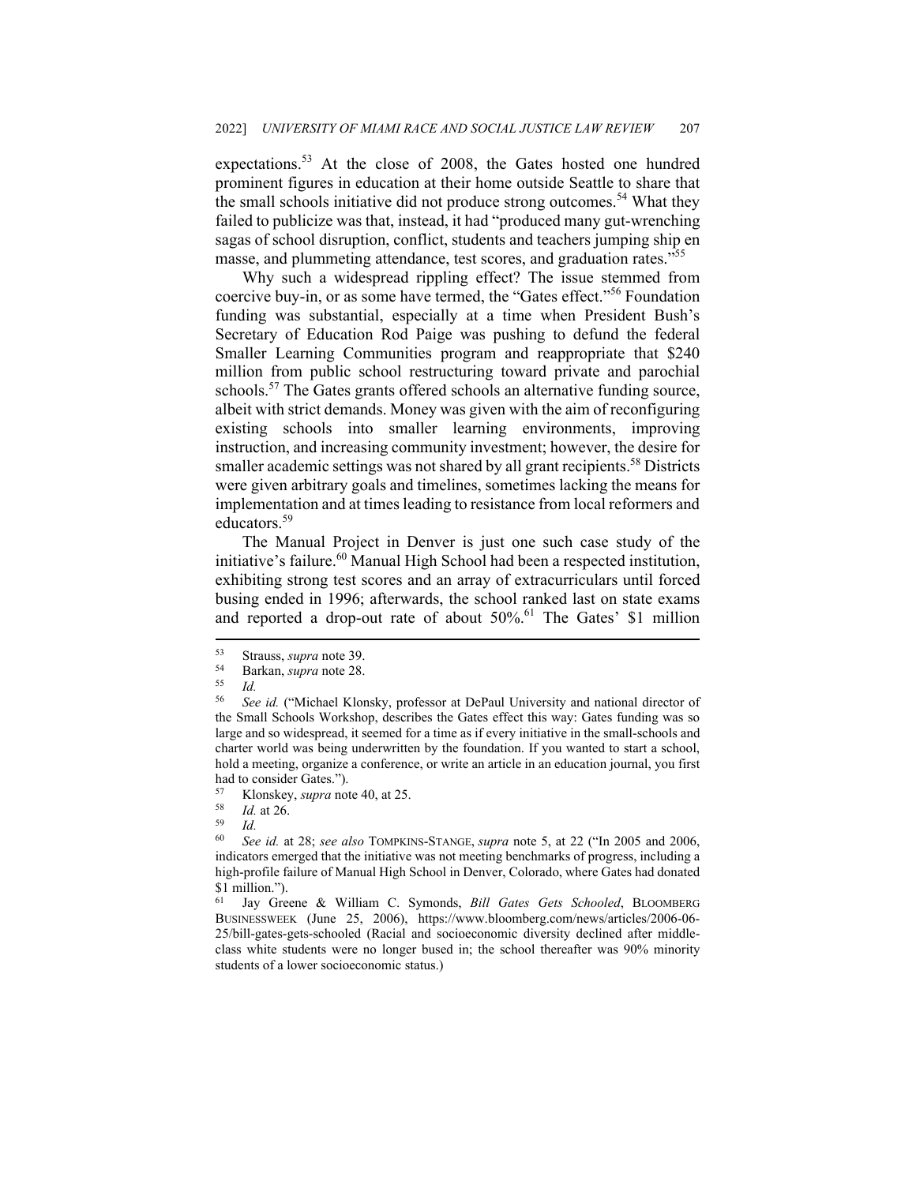expectations.[53] At the close of 2008, the Gates hosted one hundred prominent figures in education at their home outside Seattle to share that the small schools initiative did not produce strong outcomes.[54] What they failed to publicize was that, instead, it had "produced many gut-wrenching sagas of school disruption, conflict, students and teachers jumping ship en masse, and plummeting attendance, test scores, and graduation rates."[55]

Why such a widespread rippling effect? The issue stemmed from coercive buy-in, or as some have termed, the "Gates effect."[56] Foundation funding was substantial, especially at a time when President Bush's Secretary of Education Rod Paige was pushing to defund the federal Smaller Learning Communities program and reappropriate that $240 million from public school restructuring toward private and parochial schools.[57] The Gates grants offered schools an alternative funding source, albeit with strict demands. Money was given with the aim of reconfiguring existing schools into smaller learning environments, improving instruction, and increasing community investment; however, the desire for smaller academic settings was not shared by all grant recipients.[58] Districts were given arbitrary goals and timelines, sometimes lacking the means for implementation and at times leading to resistance from local reformers and educators.[59]

The Manual Project in Denver is just one such case study of the initiative's failure.[60] Manual High School had been a respected institution, exhibiting strong test scores and an array of extracurriculars until forced busing ended in 1996; afterwards, the school ranked last on state exams and reported a drop-out rate of about 50%.[61] The Gates' $1 million

---

[53] Strauss, *supra* note 39.

[54] Barkan, *supra* note 28.

[55] *Id.*

[56] *See id.* ("Michael Klonsky, professor at DePaul University and national director of the Small Schools Workshop, describes the Gates effect this way: Gates funding was so large and so widespread, it seemed for a time as if every initiative in the small-schools and charter world was being underwritten by the foundation. If you wanted to start a school, hold a meeting, organize a conference, or write an article in an education journal, you first had to consider Gates.").

[57] Klonskey, *supra* note 40, at 25.

[58] *Id.* at 26.

[59] *Id.*

[60] *See id.* at 28; *see also* TOMPKINS-STANGE, *supra* note 5, at 22 ("In 2005 and 2006, indicators emerged that the initiative was not meeting benchmarks of progress, including a high-profile failure of Manual High School in Denver, Colorado, where Gates had donated $1 million.").

[61] Jay Greene & William C. Symonds, *Bill Gates Gets Schooled*, BLOOMBERG BUSINESSWEEK (June 25, 2006), https://www.bloomberg.com/news/articles/2006-06-25/bill-gates-gets-schooled (Racial and socioeconomic diversity declined after middle-class white students were no longer bused in; the school thereafter was 90% minority students of a lower socioeconomic status.)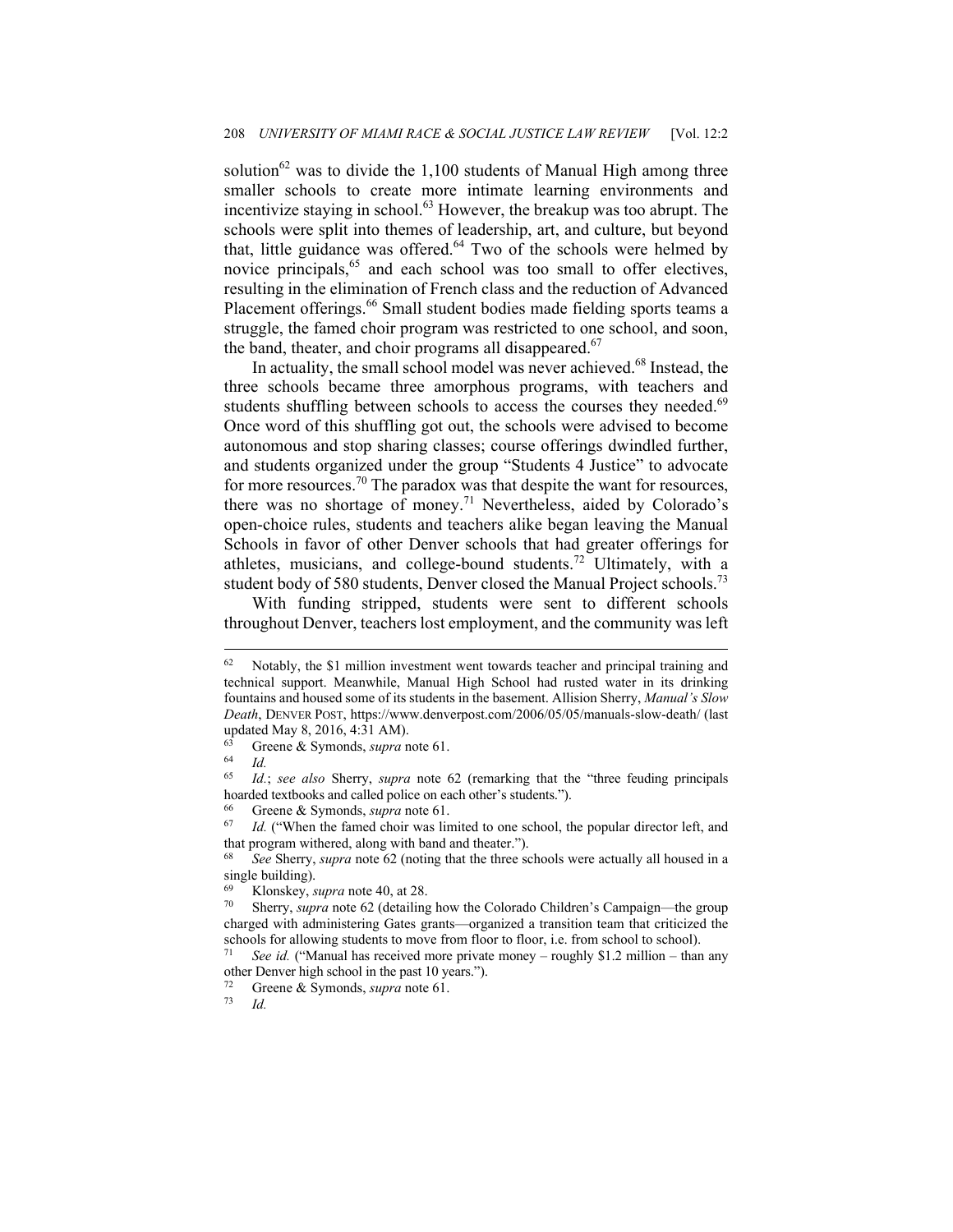solution[62] was to divide the 1,100 students of Manual High among three smaller schools to create more intimate learning environments and incentivize staying in school.[63] However, the breakup was too abrupt. The schools were split into themes of leadership, art, and culture, but beyond that, little guidance was offered.[64] Two of the schools were helmed by novice principals,[65] and each school was too small to offer electives, resulting in the elimination of French class and the reduction of Advanced Placement offerings.[66] Small student bodies made fielding sports teams a struggle, the famed choir program was restricted to one school, and soon, the band, theater, and choir programs all disappeared.[67]

In actuality, the small school model was never achieved.[68] Instead, the three schools became three amorphous programs, with teachers and students shuffling between schools to access the courses they needed.[69] Once word of this shuffling got out, the schools were advised to become autonomous and stop sharing classes; course offerings dwindled further, and students organized under the group "Students 4 Justice" to advocate for more resources.[70] The paradox was that despite the want for resources, there was no shortage of money.[71] Nevertheless, aided by Colorado's open-choice rules, students and teachers alike began leaving the Manual Schools in favor of other Denver schools that had greater offerings for athletes, musicians, and college-bound students.[72] Ultimately, with a student body of 580 students, Denver closed the Manual Project schools.[73]

With funding stripped, students were sent to different schools throughout Denver, teachers lost employment, and the community was left

---

[62] Notably, the $1 million investment went towards teacher and principal training and technical support. Meanwhile, Manual High School had rusted water in its drinking fountains and housed some of its students in the basement. Allision Sherry, *Manual's Slow Death*, DENVER POST, https://www.denverpost.com/2006/05/05/manuals-slow-death/ (last updated May 8, 2016, 4:31 AM).

[63] Greene & Symonds, *supra* note 61.

[64] *Id.*

[65] *Id.*; *see also* Sherry, *supra* note 62 (remarking that the "three feuding principals hoarded textbooks and called police on each other's students.").

[66] Greene & Symonds, *supra* note 61.

[67] *Id.* ("When the famed choir was limited to one school, the popular director left, and that program withered, along with band and theater.").

[68] *See* Sherry, *supra* note 62 (noting that the three schools were actually all housed in a single building).

[69] Klonskey, *supra* note 40, at 28.

[70] Sherry, *supra* note 62 (detailing how the Colorado Children's Campaign—the group charged with administering Gates grants—organized a transition team that criticized the schools for allowing students to move from floor to floor, i.e. from school to school).

[71] *See id.* ("Manual has received more private money – roughly $1.2 million – than any other Denver high school in the past 10 years.").

[72] Greene & Symonds, *supra* note 61.

[73] *Id.*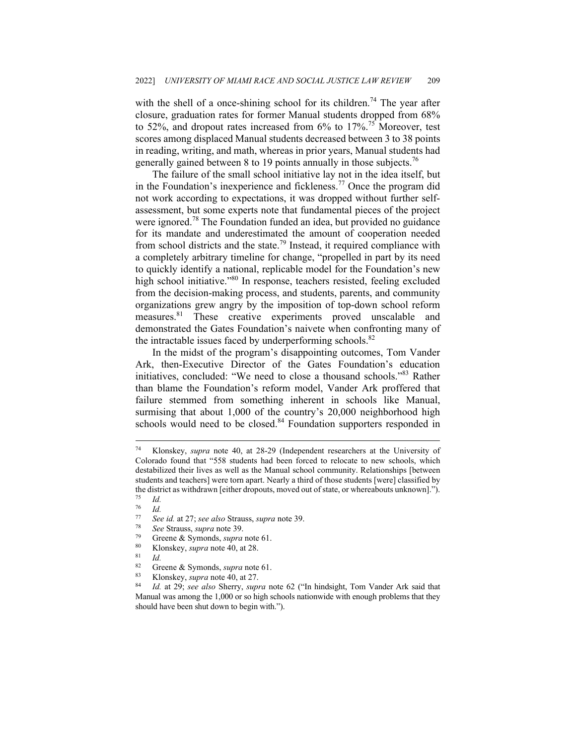with the shell of a once-shining school for its children.[74] The year after closure, graduation rates for former Manual students dropped from 68% to 52%, and dropout rates increased from 6% to 17%.[75] Moreover, test scores among displaced Manual students decreased between 3 to 38 points in reading, writing, and math, whereas in prior years, Manual students had generally gained between 8 to 19 points annually in those subjects.[76]

The failure of the small school initiative lay not in the idea itself, but in the Foundation's inexperience and fickleness.[77] Once the program did not work according to expectations, it was dropped without further self-assessment, but some experts note that fundamental pieces of the project were ignored.[78] The Foundation funded an idea, but provided no guidance for its mandate and underestimated the amount of cooperation needed from school districts and the state.[79] Instead, it required compliance with a completely arbitrary timeline for change, "propelled in part by its need to quickly identify a national, replicable model for the Foundation's new high school initiative."[80] In response, teachers resisted, feeling excluded from the decision-making process, and students, parents, and community organizations grew angry by the imposition of top-down school reform measures.[81] These creative experiments proved unscalable and demonstrated the Gates Foundation's naivete when confronting many of the intractable issues faced by underperforming schools.[82]

In the midst of the program's disappointing outcomes, Tom Vander Ark, then-Executive Director of the Gates Foundation's education initiatives, concluded: "We need to close a thousand schools."[83] Rather than blame the Foundation's reform model, Vander Ark proffered that failure stemmed from something inherent in schools like Manual, surmising that about 1,000 of the country's 20,000 neighborhood high schools would need to be closed.[84] Foundation supporters responded in

---

[74] Klonskey, *supra* note 40, at 28-29 (Independent researchers at the University of Colorado found that "558 students had been forced to relocate to new schools, which destabilized their lives as well as the Manual school community. Relationships [between students and teachers] were torn apart. Nearly a third of those students [were] classified by the district as withdrawn [either dropouts, moved out of state, or whereabouts unknown].").

[75] *Id.*

[76] *Id.*

[77] *See id.* at 27; *see also* Strauss, *supra* note 39.

[78] *See* Strauss, *supra* note 39.

[79] Greene & Symonds, *supra* note 61.

[80] Klonskey, *supra* note 40, at 28.

[81] *Id.*

[82] Greene & Symonds, *supra* note 61.

[83] Klonskey, *supra* note 40, at 27.

[84] *Id.* at 29; *see also* Sherry, *supra* note 62 ("In hindsight, Tom Vander Ark said that Manual was among the 1,000 or so high schools nationwide with enough problems that they should have been shut down to begin with.").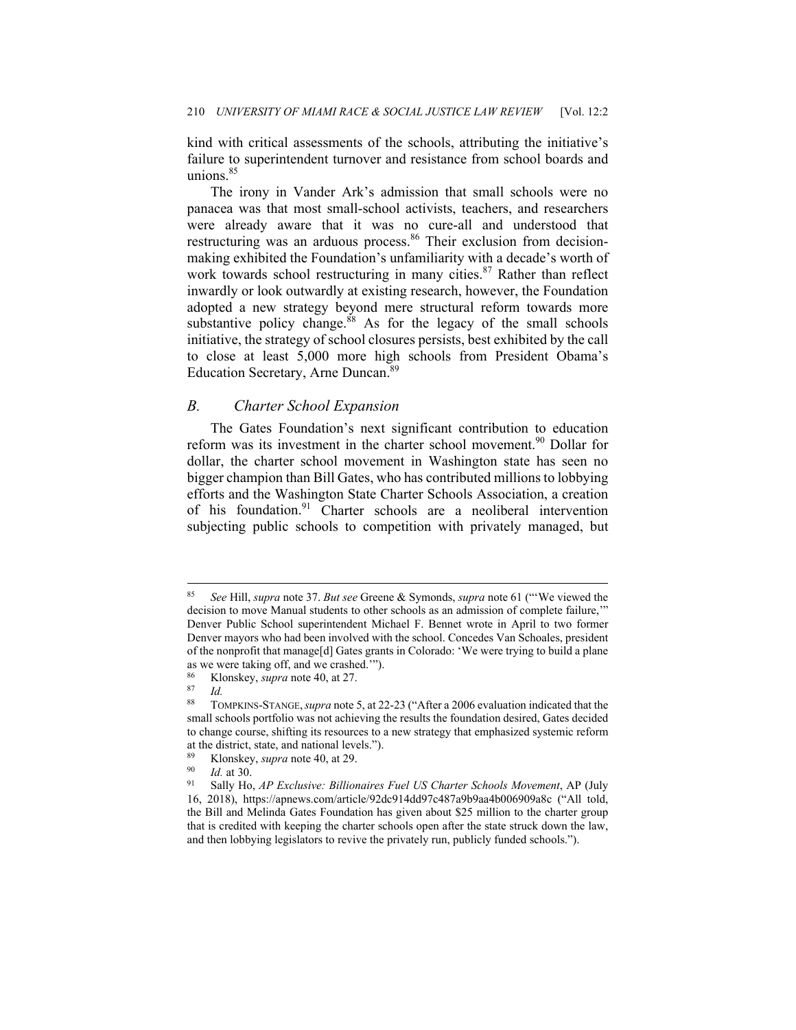kind with critical assessments of the schools, attributing the initiative's failure to superintendent turnover and resistance from school boards and unions.[85]

The irony in Vander Ark's admission that small schools were no panacea was that most small-school activists, teachers, and researchers were already aware that it was no cure-all and understood that restructuring was an arduous process.[86] Their exclusion from decision-making exhibited the Foundation's unfamiliarity with a decade's worth of work towards school restructuring in many cities.[87] Rather than reflect inwardly or look outwardly at existing research, however, the Foundation adopted a new strategy beyond mere structural reform towards more substantive policy change.[88] As for the legacy of the small schools initiative, the strategy of school closures persists, best exhibited by the call to close at least 5,000 more high schools from President Obama's Education Secretary, Arne Duncan.[89]

### *B. Charter School Expansion*

The Gates Foundation's next significant contribution to education reform was its investment in the charter school movement.[90] Dollar for dollar, the charter school movement in Washington state has seen no bigger champion than Bill Gates, who has contributed millions to lobbying efforts and the Washington State Charter Schools Association, a creation of his foundation.[91] Charter schools are a neoliberal intervention subjecting public schools to competition with privately managed, but

---

[85] *See* Hill, *supra* note 37. *But see* Greene & Symonds, *supra* note 61 ("'We viewed the decision to move Manual students to other schools as an admission of complete failure,'" Denver Public School superintendent Michael F. Bennet wrote in April to two former Denver mayors who had been involved with the school. Concedes Van Schoales, president of the nonprofit that manage[d] Gates grants in Colorado: 'We were trying to build a plane as we were taking off, and we crashed.'").

[86] Klonskey, *supra* note 40, at 27.

[87] *Id.*

[88] TOMPKINS-STANGE, *supra* note 5, at 22-23 ("After a 2006 evaluation indicated that the small schools portfolio was not achieving the results the foundation desired, Gates decided to change course, shifting its resources to a new strategy that emphasized systemic reform at the district, state, and national levels.").

[89] Klonskey, *supra* note 40, at 29.

[90] *Id.* at 30.

[91] Sally Ho, *AP Exclusive: Billionaires Fuel US Charter Schools Movement*, AP (July 16, 2018), https://apnews.com/article/92dc914dd97c487a9b9aa4b006909a8c ("All told, the Bill and Melinda Gates Foundation has given about $25 million to the charter group that is credited with keeping the charter schools open after the state struck down the law, and then lobbying legislators to revive the privately run, publicly funded schools.").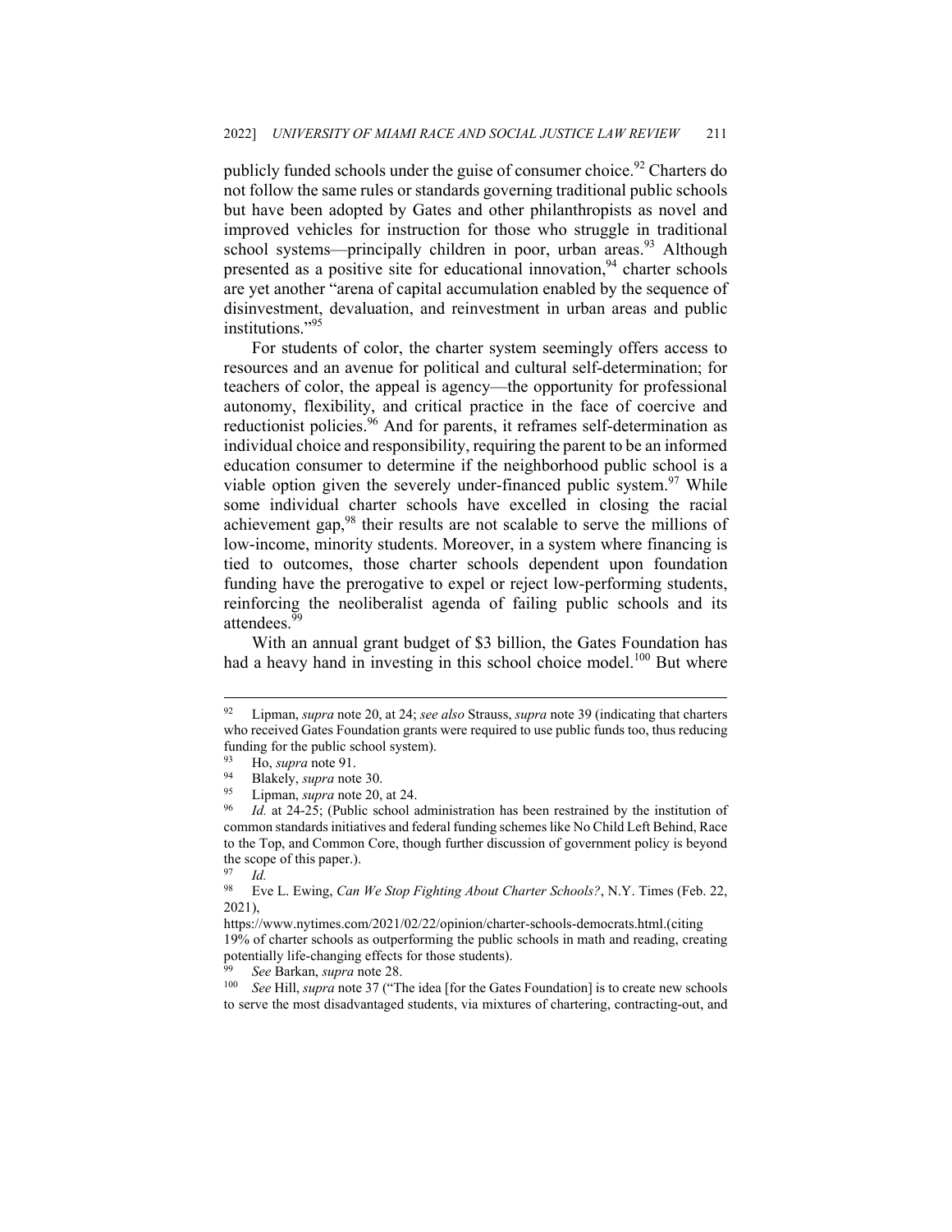publicly funded schools under the guise of consumer choice.[92] Charters do not follow the same rules or standards governing traditional public schools but have been adopted by Gates and other philanthropists as novel and improved vehicles for instruction for those who struggle in traditional school systems—principally children in poor, urban areas.[93] Although presented as a positive site for educational innovation,[94] charter schools are yet another "arena of capital accumulation enabled by the sequence of disinvestment, devaluation, and reinvestment in urban areas and public institutions."[95]

For students of color, the charter system seemingly offers access to resources and an avenue for political and cultural self-determination; for teachers of color, the appeal is agency—the opportunity for professional autonomy, flexibility, and critical practice in the face of coercive and reductionist policies.[96] And for parents, it reframes self-determination as individual choice and responsibility, requiring the parent to be an informed education consumer to determine if the neighborhood public school is a viable option given the severely under-financed public system.[97] While some individual charter schools have excelled in closing the racial achievement gap,[98] their results are not scalable to serve the millions of low-income, minority students. Moreover, in a system where financing is tied to outcomes, those charter schools dependent upon foundation funding have the prerogative to expel or reject low-performing students, reinforcing the neoliberalist agenda of failing public schools and its attendees.[99]

With an annual grant budget of $3 billion, the Gates Foundation has had a heavy hand in investing in this school choice model.[100] But where

---

[92] Lipman, *supra* note 20, at 24; *see also* Strauss, *supra* note 39 (indicating that charters who received Gates Foundation grants were required to use public funds too, thus reducing funding for the public school system).

[93] Ho, *supra* note 91.

[94] Blakely, *supra* note 30.

[95] Lipman, *supra* note 20, at 24.

[96] *Id.* at 24-25; (Public school administration has been restrained by the institution of common standards initiatives and federal funding schemes like No Child Left Behind, Race to the Top, and Common Core, though further discussion of government policy is beyond the scope of this paper.).

[97] *Id.*

[98] Eve L. Ewing, *Can We Stop Fighting About Charter Schools?*, N.Y. Times (Feb. 22, 2021), https://www.nytimes.com/2021/02/22/opinion/charter-schools-democrats.html.(citing 19% of charter schools as outperforming the public schools in math and reading, creating potentially life-changing effects for those students).

[99] *See* Barkan, *supra* note 28.

[100] *See* Hill, *supra* note 37 ("The idea [for the Gates Foundation] is to create new schools to serve the most disadvantaged students, via mixtures of chartering, contracting-out, and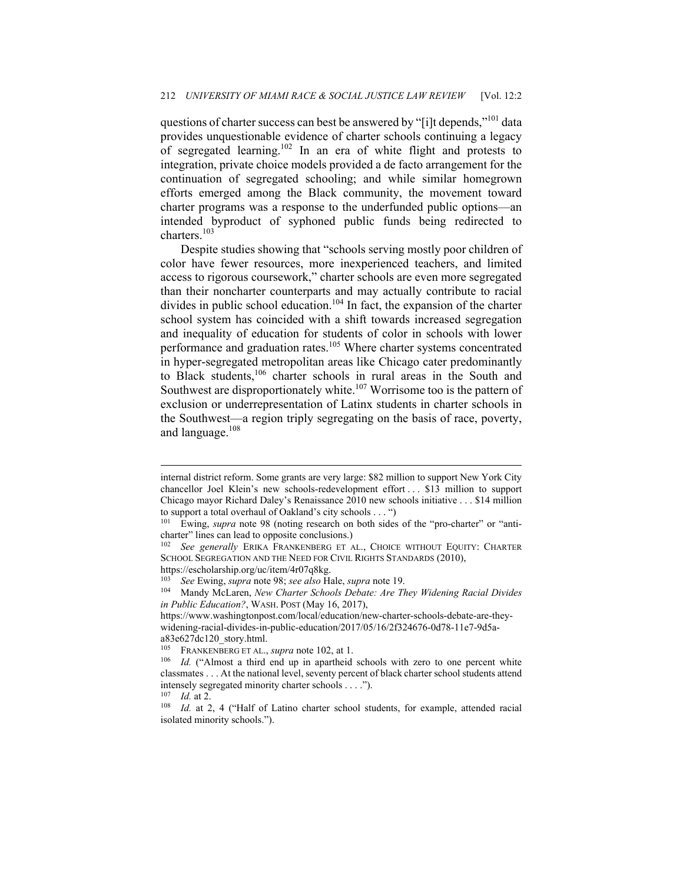questions of charter success can best be answered by "[i]t depends,"[101] data provides unquestionable evidence of charter schools continuing a legacy of segregated learning.[102] In an era of white flight and protests to integration, private choice models provided a de facto arrangement for the continuation of segregated schooling; and while similar homegrown efforts emerged among the Black community, the movement toward charter programs was a response to the underfunded public options—an intended byproduct of syphoned public funds being redirected to charters.[103]

Despite studies showing that "schools serving mostly poor children of color have fewer resources, more inexperienced teachers, and limited access to rigorous coursework," charter schools are even more segregated than their noncharter counterparts and may actually contribute to racial divides in public school education.[104] In fact, the expansion of the charter school system has coincided with a shift towards increased segregation and inequality of education for students of color in schools with lower performance and graduation rates.[105] Where charter systems concentrated in hyper-segregated metropolitan areas like Chicago cater predominantly to Black students,[106] charter schools in rural areas in the South and Southwest are disproportionately white.[107] Worrisome too is the pattern of exclusion or underrepresentation of Latinx students in charter schools in the Southwest—a region triply segregating on the basis of race, poverty, and language.[108]

---

internal district reform. Some grants are very large: $82 million to support New York City chancellor Joel Klein's new schools-redevelopment effort . . . $13 million to support Chicago mayor Richard Daley's Renaissance 2010 new schools initiative . . . $14 million to support a total overhaul of Oakland's city schools . . . ")

[101] Ewing, *supra* note 98 (noting research on both sides of the "pro-charter" or "anti-charter" lines can lead to opposite conclusions.)

[102] *See generally* ERIKA FRANKENBERG ET AL., CHOICE WITHOUT EQUITY: CHARTER SCHOOL SEGREGATION AND THE NEED FOR CIVIL RIGHTS STANDARDS (2010), https://escholarship.org/uc/item/4r07q8kg.

[103] *See* Ewing, *supra* note 98; *see also* Hale, *supra* note 19.

[104] Mandy McLaren, *New Charter Schools Debate: Are They Widening Racial Divides in Public Education?*, WASH. POST (May 16, 2017), https://www.washingtonpost.com/local/education/new-charter-schools-debate-are-they-widening-racial-divides-in-public-education/2017/05/16/2f324676-0d78-11e7-9d5a-a83e627dc120_story.html.

[105] FRANKENBERG ET AL., *supra* note 102, at 1.

[106] *Id.* ("Almost a third end up in apartheid schools with zero to one percent white classmates . . . At the national level, seventy percent of black charter school students attend intensely segregated minority charter schools . . . .").

[107] *Id.* at 2.

[108] *Id.* at 2, 4 ("Half of Latino charter school students, for example, attended racial isolated minority schools.").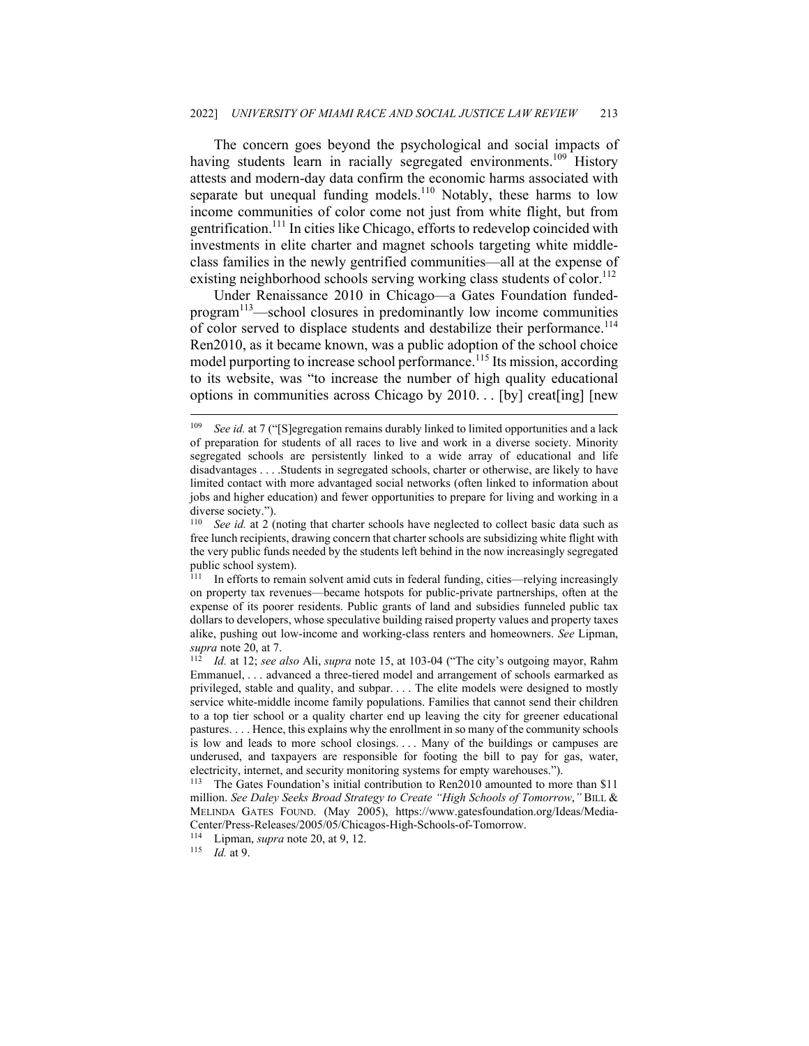The concern goes beyond the psychological and social impacts of having students learn in racially segregated environments.[109] History attests and modern-day data confirm the economic harms associated with separate but unequal funding models.[110] Notably, these harms to low income communities of color come not just from white flight, but from gentrification.[111] In cities like Chicago, efforts to redevelop coincided with investments in elite charter and magnet schools targeting white middle-class families in the newly gentrified communities—all at the expense of existing neighborhood schools serving working class students of color.[112]

Under Renaissance 2010 in Chicago—a Gates Foundation funded-program[113]—school closures in predominantly low income communities of color served to displace students and destabilize their performance.[114] Ren2010, as it became known, was a public adoption of the school choice model purporting to increase school performance.[115] Its mission, according to its website, was "to increase the number of high quality educational options in communities across Chicago by 2010. . . [by] creat[ing] [new

---

[109] *See id.* at 7 ("[S]egregation remains durably linked to limited opportunities and a lack of preparation for students of all races to live and work in a diverse society. Minority segregated schools are persistently linked to a wide array of educational and life disadvantages . . . .Students in segregated schools, charter or otherwise, are likely to have limited contact with more advantaged social networks (often linked to information about jobs and higher education) and fewer opportunities to prepare for living and working in a diverse society.").

[110] *See id.* at 2 (noting that charter schools have neglected to collect basic data such as free lunch recipients, drawing concern that charter schools are subsidizing white flight with the very public funds needed by the students left behind in the now increasingly segregated public school system).

[111] In efforts to remain solvent amid cuts in federal funding, cities—relying increasingly on property tax revenues—became hotspots for public-private partnerships, often at the expense of its poorer residents. Public grants of land and subsidies funneled public tax dollars to developers, whose speculative building raised property values and property taxes alike, pushing out low-income and working-class renters and homeowners. *See* Lipman, *supra* note 20, at 7.

[112] *Id.* at 12; *see also* Ali, *supra* note 15, at 103-04 ("The city's outgoing mayor, Rahm Emmanuel, . . . advanced a three-tiered model and arrangement of schools earmarked as privileged, stable and quality, and subpar. . . . The elite models were designed to mostly service white-middle income family populations. Families that cannot send their children to a top tier school or a quality charter end up leaving the city for greener educational pastures. . . . Hence, this explains why the enrollment in so many of the community schools is low and leads to more school closings. . . . Many of the buildings or campuses are underused, and taxpayers are responsible for footing the bill to pay for gas, water, electricity, internet, and security monitoring systems for empty warehouses.").

[113] The Gates Foundation's initial contribution to Ren2010 amounted to more than $11 million. *See Daley Seeks Broad Strategy to Create "High Schools of Tomorrow*,*"* BILL & MELINDA GATES FOUND. (May 2005), https://www.gatesfoundation.org/Ideas/Media-Center/Press-Releases/2005/05/Chicagos-High-Schools-of-Tomorrow.

[114] Lipman, *supra* note 20, at 9, 12.

[115] *Id.* at 9.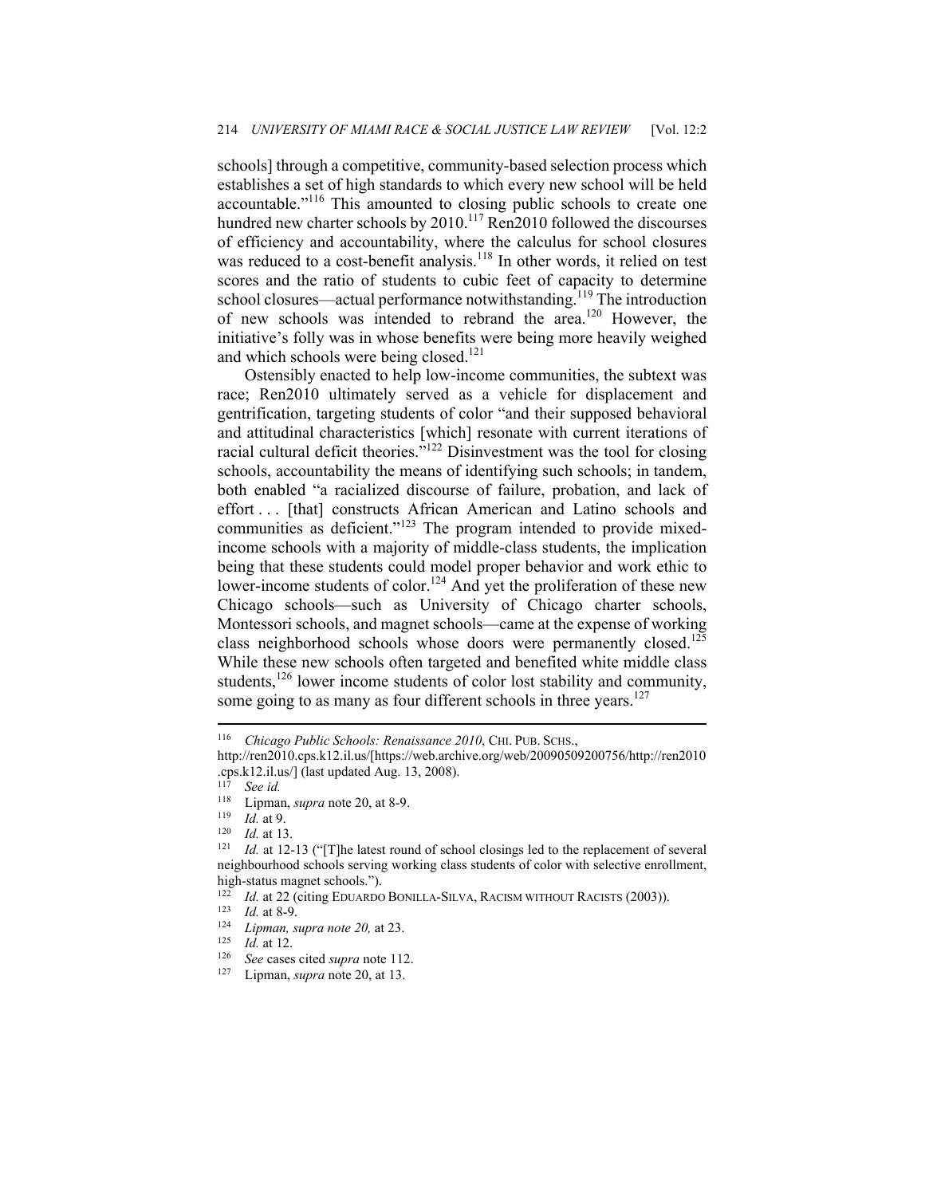schools] through a competitive, community-based selection process which establishes a set of high standards to which every new school will be held accountable."[116] This amounted to closing public schools to create one hundred new charter schools by 2010.[117] Ren2010 followed the discourses of efficiency and accountability, where the calculus for school closures was reduced to a cost-benefit analysis.[118] In other words, it relied on test scores and the ratio of students to cubic feet of capacity to determine school closures—actual performance notwithstanding.[119] The introduction of new schools was intended to rebrand the area.[120] However, the initiative's folly was in whose benefits were being more heavily weighed and which schools were being closed.[121]

Ostensibly enacted to help low-income communities, the subtext was race; Ren2010 ultimately served as a vehicle for displacement and gentrification, targeting students of color "and their supposed behavioral and attitudinal characteristics [which] resonate with current iterations of racial cultural deficit theories."[122] Disinvestment was the tool for closing schools, accountability the means of identifying such schools; in tandem, both enabled "a racialized discourse of failure, probation, and lack of effort . . . [that] constructs African American and Latino schools and communities as deficient."[123] The program intended to provide mixed-income schools with a majority of middle-class students, the implication being that these students could model proper behavior and work ethic to lower-income students of color.[124] And yet the proliferation of these new Chicago schools—such as University of Chicago charter schools, Montessori schools, and magnet schools—came at the expense of working class neighborhood schools whose doors were permanently closed.[125] While these new schools often targeted and benefited white middle class students,[126] lower income students of color lost stability and community, some going to as many as four different schools in three years.[127]

---

[116] *Chicago Public Schools: Renaissance 2010*, CHI. PUB. SCHS., http://ren2010.cps.k12.il.us/[https://web.archive.org/web/20090509200756/http://ren2010.cps.k12.il.us/] (last updated Aug. 13, 2008).

[117] *See id.*

[118] Lipman, *supra* note 20, at 8-9.

[119] *Id.* at 9.

[120] *Id.* at 13.

[121] *Id.* at 12-13 ("[T]he latest round of school closings led to the replacement of several neighbourhood schools serving working class students of color with selective enrollment, high-status magnet schools.").

[122] *Id.* at 22 (citing EDUARDO BONILLA-SILVA, RACISM WITHOUT RACISTS (2003)).

[123] *Id.* at 8-9.

[124] *Lipman, supra note 20,* at 23.

[125] *Id.* at 12.

[126] *See* cases cited *supra* note 112.

[127] Lipman, *supra* note 20, at 13.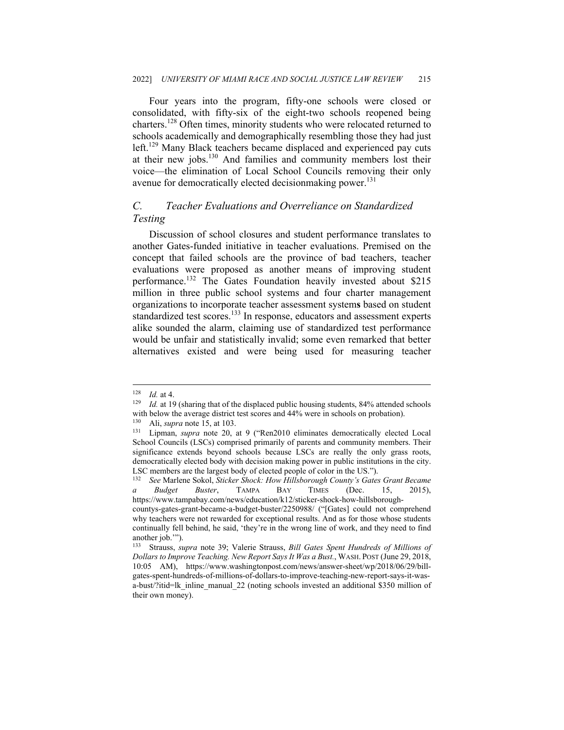Four years into the program, fifty-one schools were closed or consolidated, with fifty-six of the eight-two schools reopened being charters.[128] Often times, minority students who were relocated returned to schools academically and demographically resembling those they had just left.[129] Many Black teachers became displaced and experienced pay cuts at their new jobs.[130] And families and community members lost their voice—the elimination of Local School Councils removing their only avenue for democratically elected decisionmaking power.[131]

### *C. Teacher Evaluations and Overreliance on Standardized Testing*

Discussion of school closures and student performance translates to another Gates-funded initiative in teacher evaluations. Premised on the concept that failed schools are the province of bad teachers, teacher evaluations were proposed as another means of improving student performance.[132] The Gates Foundation heavily invested about $215 million in three public school systems and four charter management organizations to incorporate teacher assessment system**s** based on student standardized test scores.[133] In response, educators and assessment experts alike sounded the alarm, claiming use of standardized test performance would be unfair and statistically invalid; some even remarked that better alternatives existed and were being used for measuring teacher

---

[128] *Id.* at 4.

[129] *Id.* at 19 (sharing that of the displaced public housing students, 84% attended schools with below the average district test scores and 44% were in schools on probation).

[130] Ali, *supra* note 15, at 103.

[131] Lipman, *supra* note 20, at 9 ("Ren2010 eliminates democratically elected Local School Councils (LSCs) comprised primarily of parents and community members. Their significance extends beyond schools because LSCs are really the only grass roots, democratically elected body with decision making power in public institutions in the city. LSC members are the largest body of elected people of color in the US.").

[132] *See* Marlene Sokol, *Sticker Shock: How Hillsborough County's Gates Grant Became a Budget Buster*, TAMPA BAY TIMES (Dec. 15, 2015), https://www.tampabay.com/news/education/k12/sticker-shock-how-hillsborough-countys-gates-grant-became-a-budget-buster/2250988/ ("[Gates] could not comprehend why teachers were not rewarded for exceptional results. And as for those whose students continually fell behind, he said, 'they're in the wrong line of work, and they need to find another job.'").

[133] Strauss, *supra* note 39; Valerie Strauss, *Bill Gates Spent Hundreds of Millions of Dollars to Improve Teaching. New Report Says It Was a Bust.*, WASH. POST (June 29, 2018, 10:05 AM), https://www.washingtonpost.com/news/answer-sheet/wp/2018/06/29/bill-gates-spent-hundreds-of-millions-of-dollars-to-improve-teaching-new-report-says-it-was-a-bust/?itid=lk_inline_manual_22 (noting schools invested an additional $350 million of their own money).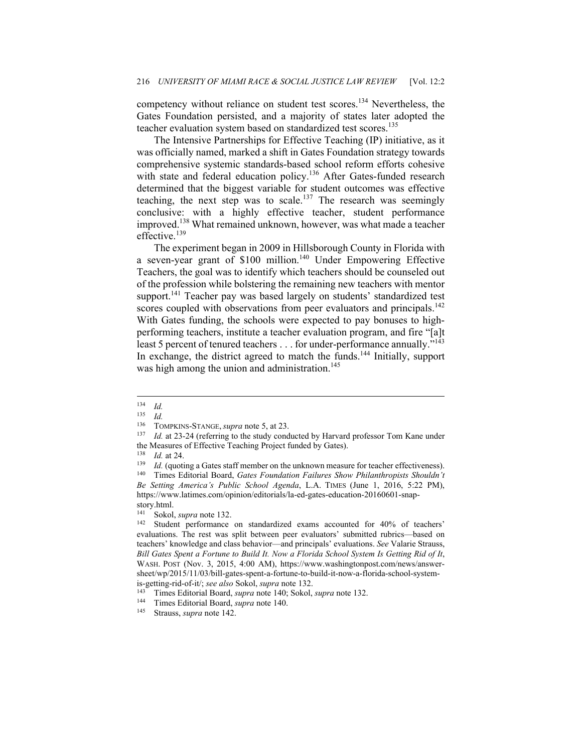competency without reliance on student test scores.[134] Nevertheless, the Gates Foundation persisted, and a majority of states later adopted the teacher evaluation system based on standardized test scores.[135]

The Intensive Partnerships for Effective Teaching (IP) initiative, as it was officially named, marked a shift in Gates Foundation strategy towards comprehensive systemic standards-based school reform efforts cohesive with state and federal education policy.[136] After Gates-funded research determined that the biggest variable for student outcomes was effective teaching, the next step was to scale.[137] The research was seemingly conclusive: with a highly effective teacher, student performance improved.[138] What remained unknown, however, was what made a teacher effective.[139]

The experiment began in 2009 in Hillsborough County in Florida with a seven-year grant of $100 million.[140] Under Empowering Effective Teachers, the goal was to identify which teachers should be counseled out of the profession while bolstering the remaining new teachers with mentor support.[141] Teacher pay was based largely on students' standardized test scores coupled with observations from peer evaluators and principals.[142] With Gates funding, the schools were expected to pay bonuses to high-performing teachers, institute a teacher evaluation program, and fire "[a]t least 5 percent of tenured teachers . . . for under-performance annually."[143] In exchange, the district agreed to match the funds.[144] Initially, support was high among the union and administration.[145]

---

[134] *Id.*

[135] *Id.*

[136] TOMPKINS-STANGE, *supra* note 5, at 23.

[137] *Id.* at 23-24 (referring to the study conducted by Harvard professor Tom Kane under the Measures of Effective Teaching Project funded by Gates).

[138] *Id.* at 24.

[139] *Id.* (quoting a Gates staff member on the unknown measure for teacher effectiveness).

[140] Times Editorial Board, *Gates Foundation Failures Show Philanthropists Shouldn't Be Setting America's Public School Agenda*, L.A. TIMES (June 1, 2016, 5:22 PM), https://www.latimes.com/opinion/editorials/la-ed-gates-education-20160601-snap-story.html.

[141] Sokol, *supra* note 132.

[142] Student performance on standardized exams accounted for 40% of teachers' evaluations. The rest was split between peer evaluators' submitted rubrics—based on teachers' knowledge and class behavior—and principals' evaluations. *See* Valarie Strauss, *Bill Gates Spent a Fortune to Build It. Now a Florida School System Is Getting Rid of It*, WASH. POST (Nov. 3, 2015, 4:00 AM), https://www.washingtonpost.com/news/answer-sheet/wp/2015/11/03/bill-gates-spent-a-fortune-to-build-it-now-a-florida-school-system-is-getting-rid-of-it/; *see also* Sokol, *supra* note 132.

[143] Times Editorial Board, *supra* note 140; Sokol, *supra* note 132.

[144] Times Editorial Board, *supra* note 140.

[145] Strauss, *supra* note 142.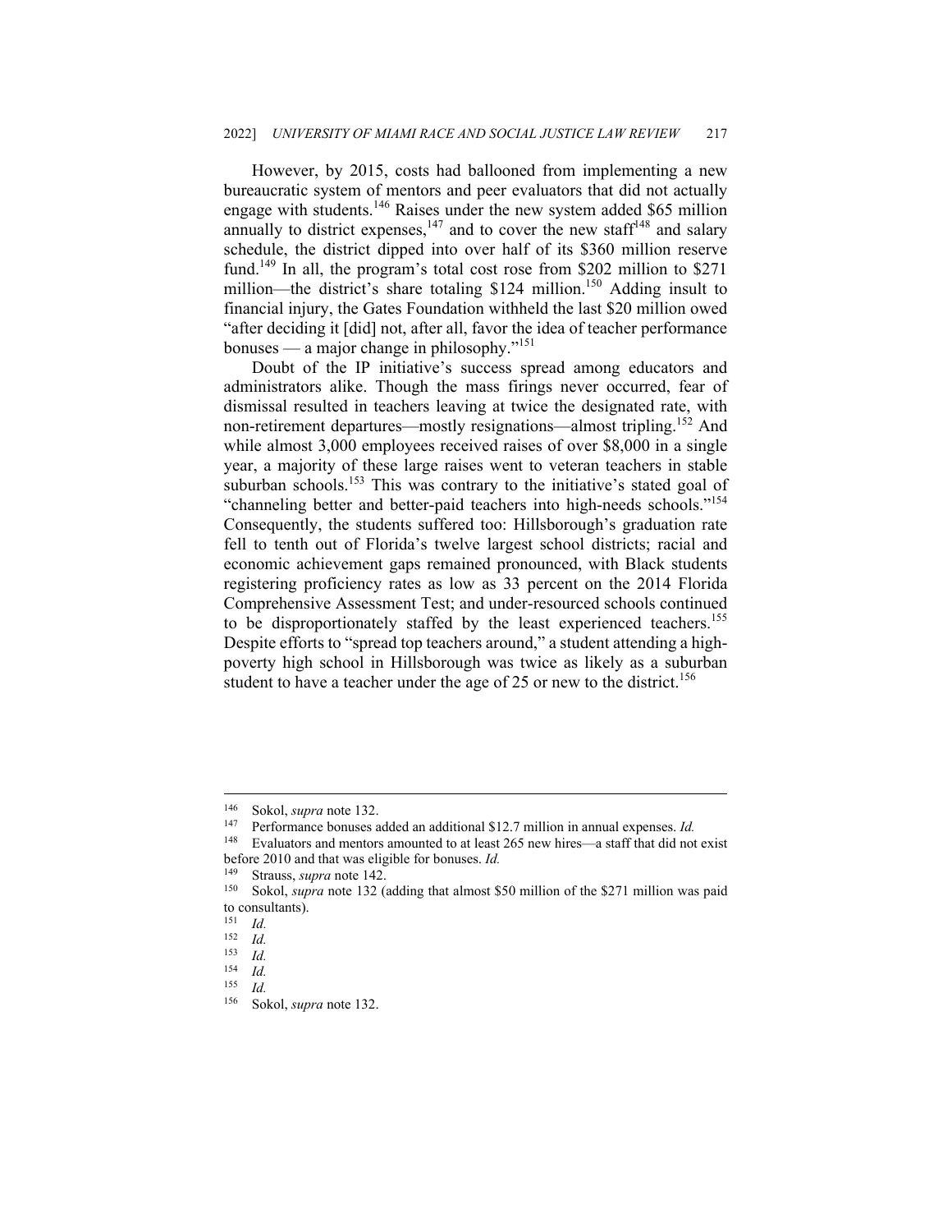However, by 2015, costs had ballooned from implementing a new bureaucratic system of mentors and peer evaluators that did not actually engage with students.[146] Raises under the new system added $65 million annually to district expenses,[147] and to cover the new staff[148] and salary schedule, the district dipped into over half of its $360 million reserve fund.[149] In all, the program's total cost rose from $202 million to $271 million—the district's share totaling $124 million.[150] Adding insult to financial injury, the Gates Foundation withheld the last $20 million owed "after deciding it [did] not, after all, favor the idea of teacher performance bonuses — a major change in philosophy."[151]

Doubt of the IP initiative's success spread among educators and administrators alike. Though the mass firings never occurred, fear of dismissal resulted in teachers leaving at twice the designated rate, with non-retirement departures—mostly resignations—almost tripling.[152] And while almost 3,000 employees received raises of over $8,000 in a single year, a majority of these large raises went to veteran teachers in stable suburban schools.[153] This was contrary to the initiative's stated goal of "channeling better and better-paid teachers into high-needs schools."[154] Consequently, the students suffered too: Hillsborough's graduation rate fell to tenth out of Florida's twelve largest school districts; racial and economic achievement gaps remained pronounced, with Black students registering proficiency rates as low as 33 percent on the 2014 Florida Comprehensive Assessment Test; and under-resourced schools continued to be disproportionately staffed by the least experienced teachers.[155] Despite efforts to "spread top teachers around," a student attending a high-poverty high school in Hillsborough was twice as likely as a suburban student to have a teacher under the age of 25 or new to the district.[156]

---

[146] Sokol, *supra* note 132.

[147] Performance bonuses added an additional $12.7 million in annual expenses. *Id.*

[148] Evaluators and mentors amounted to at least 265 new hires—a staff that did not exist before 2010 and that was eligible for bonuses. *Id.*

[149] Strauss, *supra* note 142.

[150] Sokol, *supra* note 132 (adding that almost $50 million of the $271 million was paid to consultants).

[151] *Id.*

[152] *Id.*

[153] *Id.*

[154] *Id.*

[155] *Id.*

[156] Sokol, *supra* note 132.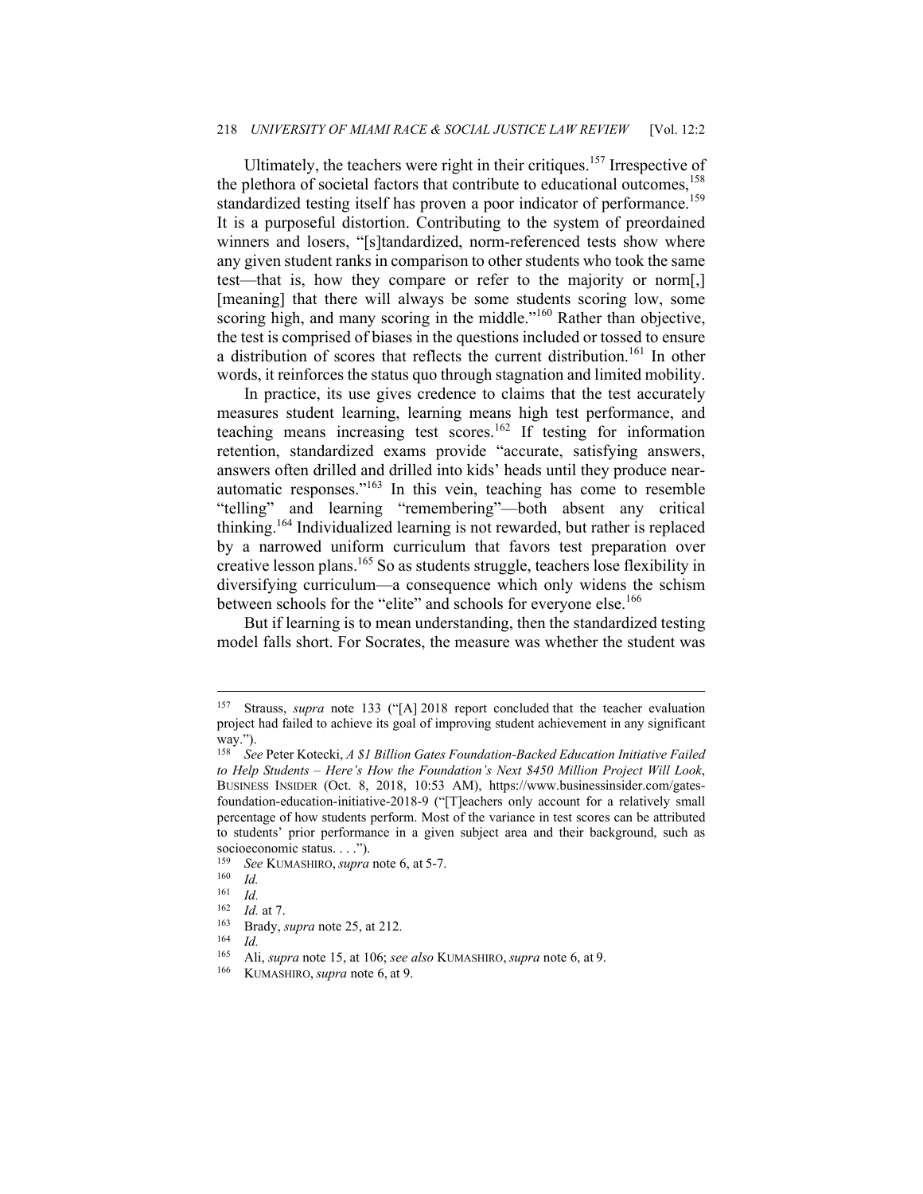Ultimately, the teachers were right in their critiques.[157] Irrespective of the plethora of societal factors that contribute to educational outcomes,[158] standardized testing itself has proven a poor indicator of performance.[159] It is a purposeful distortion. Contributing to the system of preordained winners and losers, "[s]tandardized, norm-referenced tests show where any given student ranks in comparison to other students who took the same test—that is, how they compare or refer to the majority or norm[,] [meaning] that there will always be some students scoring low, some scoring high, and many scoring in the middle."[160] Rather than objective, the test is comprised of biases in the questions included or tossed to ensure a distribution of scores that reflects the current distribution.[161] In other words, it reinforces the status quo through stagnation and limited mobility.

In practice, its use gives credence to claims that the test accurately measures student learning, learning means high test performance, and teaching means increasing test scores.[162] If testing for information retention, standardized exams provide "accurate, satisfying answers, answers often drilled and drilled into kids' heads until they produce near-automatic responses."[163] In this vein, teaching has come to resemble "telling" and learning "remembering"—both absent any critical thinking.[164] Individualized learning is not rewarded, but rather is replaced by a narrowed uniform curriculum that favors test preparation over creative lesson plans.[165] So as students struggle, teachers lose flexibility in diversifying curriculum—a consequence which only widens the schism between schools for the "elite" and schools for everyone else.[166]

But if learning is to mean understanding, then the standardized testing model falls short. For Socrates, the measure was whether the student was

---

[157] Strauss, *supra* note 133 ("[A] 2018 report concluded that the teacher evaluation project had failed to achieve its goal of improving student achievement in any significant way.").

[158] *See* Peter Kotecki, *A $1 Billion Gates Foundation-Backed Education Initiative Failed to Help Students – Here's How the Foundation's Next $450 Million Project Will Look*, BUSINESS INSIDER (Oct. 8, 2018, 10:53 AM), https://www.businessinsider.com/gates-foundation-education-initiative-2018-9 ("[T]eachers only account for a relatively small percentage of how students perform. Most of the variance in test scores can be attributed to students' prior performance in a given subject area and their background, such as socioeconomic status. . . .").

[159] *See* KUMASHIRO, *supra* note 6, at 5-7.

[160] *Id.*

[161] *Id.*

[162] *Id.* at 7.

[163] Brady, *supra* note 25, at 212.

[164] *Id.*

[165] Ali, *supra* note 15, at 106; *see also* KUMASHIRO, *supra* note 6, at 9.

[166] KUMASHIRO, *supra* note 6, at 9.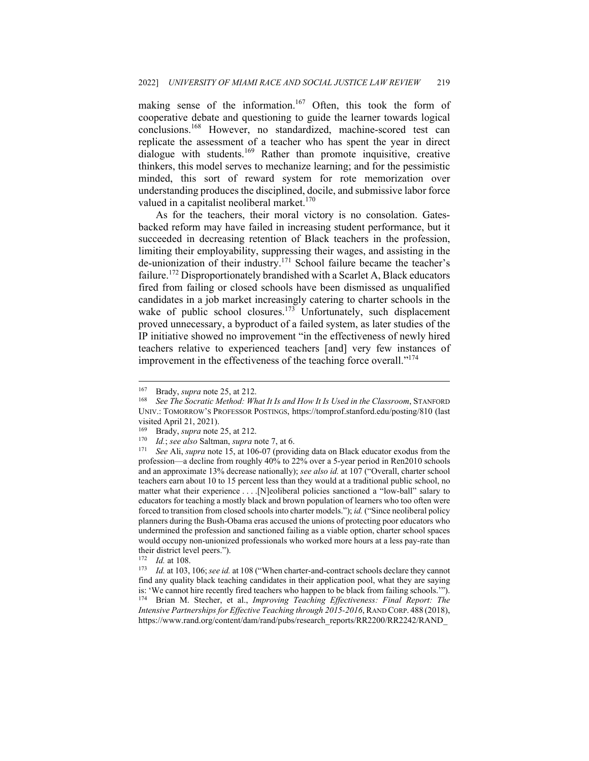making sense of the information.[167] Often, this took the form of cooperative debate and questioning to guide the learner towards logical conclusions.[168] However, no standardized, machine-scored test can replicate the assessment of a teacher who has spent the year in direct dialogue with students.[169] Rather than promote inquisitive, creative thinkers, this model serves to mechanize learning; and for the pessimistic minded, this sort of reward system for rote memorization over understanding produces the disciplined, docile, and submissive labor force valued in a capitalist neoliberal market.[170]

As for the teachers, their moral victory is no consolation. Gates-backed reform may have failed in increasing student performance, but it succeeded in decreasing retention of Black teachers in the profession, limiting their employability, suppressing their wages, and assisting in the de-unionization of their industry.[171] School failure became the teacher's failure.[172] Disproportionately brandished with a Scarlet A, Black educators fired from failing or closed schools have been dismissed as unqualified candidates in a job market increasingly catering to charter schools in the wake of public school closures.[173] Unfortunately, such displacement proved unnecessary, a byproduct of a failed system, as later studies of the IP initiative showed no improvement "in the effectiveness of newly hired teachers relative to experienced teachers [and] very few instances of improvement in the effectiveness of the teaching force overall."[174]

---

[167] Brady, *supra* note 25, at 212.

[168] *See The Socratic Method: What It Is and How It Is Used in the Classroom*, STANFORD UNIV.: TOMORROW'S PROFESSOR POSTINGS, https://tomprof.stanford.edu/posting/810 (last visited April 21, 2021).

[169] Brady, *supra* note 25, at 212.

[170] *Id.*; *see also* Saltman, *supra* note 7, at 6.

[171] *See* Ali, *supra* note 15, at 106-07 (providing data on Black educator exodus from the profession—a decline from roughly 40% to 22% over a 5-year period in Ren2010 schools and an approximate 13% decrease nationally); *see also id.* at 107 ("Overall, charter school teachers earn about 10 to 15 percent less than they would at a traditional public school, no matter what their experience . . . .[N]eoliberal policies sanctioned a "low-ball" salary to educators for teaching a mostly black and brown population of learners who too often were forced to transition from closed schools into charter models."); *id.* ("Since neoliberal policy planners during the Bush-Obama eras accused the unions of protecting poor educators who undermined the profession and sanctioned failing as a viable option, charter school spaces would occupy non-unionized professionals who worked more hours at a less pay-rate than their district level peers.").

[172] *Id.* at 108.

[173] *Id.* at 103, 106; *see id.* at 108 ("When charter-and-contract schools declare they cannot find any quality black teaching candidates in their application pool, what they are saying is: 'We cannot hire recently fired teachers who happen to be black from failing schools.'").

[174] Brian M. Stecher, et al., *Improving Teaching Effectiveness: Final Report: The Intensive Partnerships for Effective Teaching through 2015-2016*, RAND CORP. 488 (2018), https://www.rand.org/content/dam/rand/pubs/research_reports/RR2200/RR2242/RAND_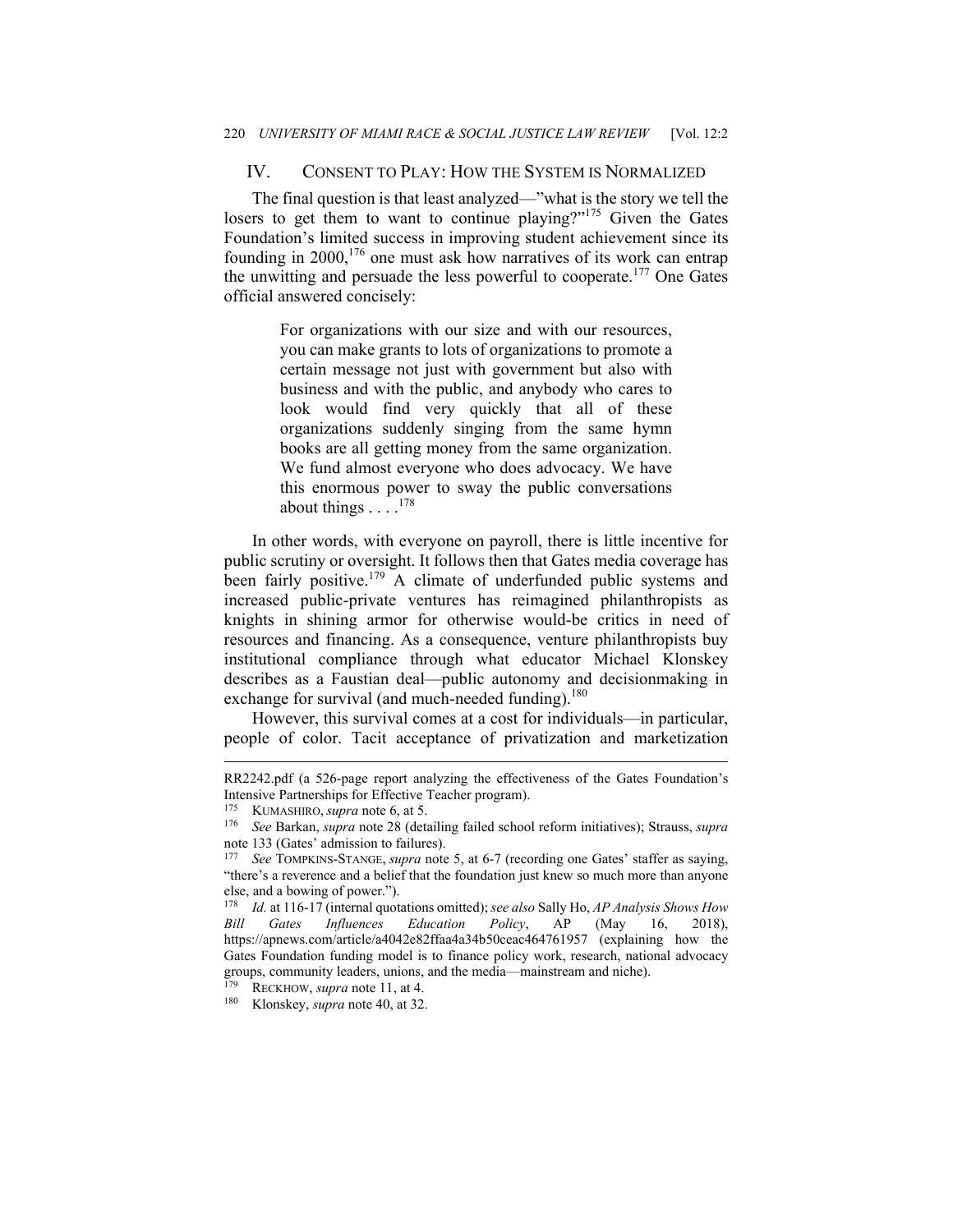## IV. CONSENT TO PLAY: HOW THE SYSTEM IS NORMALIZED

The final question is that least analyzed—"what is the story we tell the losers to get them to want to continue playing?"[175] Given the Gates Foundation's limited success in improving student achievement since its founding in 2000,[176] one must ask how narratives of its work can entrap the unwitting and persuade the less powerful to cooperate.[177] One Gates official answered concisely:

> For organizations with our size and with our resources, you can make grants to lots of organizations to promote a certain message not just with government but also with business and with the public, and anybody who cares to look would find very quickly that all of these organizations suddenly singing from the same hymn books are all getting money from the same organization. We fund almost everyone who does advocacy. We have this enormous power to sway the public conversations about things . . . .[178]

In other words, with everyone on payroll, there is little incentive for public scrutiny or oversight. It follows then that Gates media coverage has been fairly positive.[179] A climate of underfunded public systems and increased public-private ventures has reimagined philanthropists as knights in shining armor for otherwise would-be critics in need of resources and financing. As a consequence, venture philanthropists buy institutional compliance through what educator Michael Klonskey describes as a Faustian deal—public autonomy and decisionmaking in exchange for survival (and much-needed funding).[180]

However, this survival comes at a cost for individuals—in particular, people of color. Tacit acceptance of privatization and marketization

---

RR2242.pdf (a 526-page report analyzing the effectiveness of the Gates Foundation's Intensive Partnerships for Effective Teacher program).

[175] KUMASHIRO, *supra* note 6, at 5.

[176] *See* Barkan, *supra* note 28 (detailing failed school reform initiatives); Strauss, *supra* note 133 (Gates' admission to failures).

[177] *See* TOMPKINS-STANGE, *supra* note 5, at 6-7 (recording one Gates' staffer as saying, "there's a reverence and a belief that the foundation just knew so much more than anyone else, and a bowing of power.").

[178] *Id.* at 116-17 (internal quotations omitted); *see also* Sally Ho, *AP Analysis Shows How Bill Gates Influences Education Policy*, AP (May 16, 2018), https://apnews.com/article/a4042e82ffaa4a34b50ceac464761957 (explaining how the Gates Foundation funding model is to finance policy work, research, national advocacy groups, community leaders, unions, and the media—mainstream and niche).

[179] RECKHOW, *supra* note 11, at 4.

[180] Klonskey, *supra* note 40, at 32.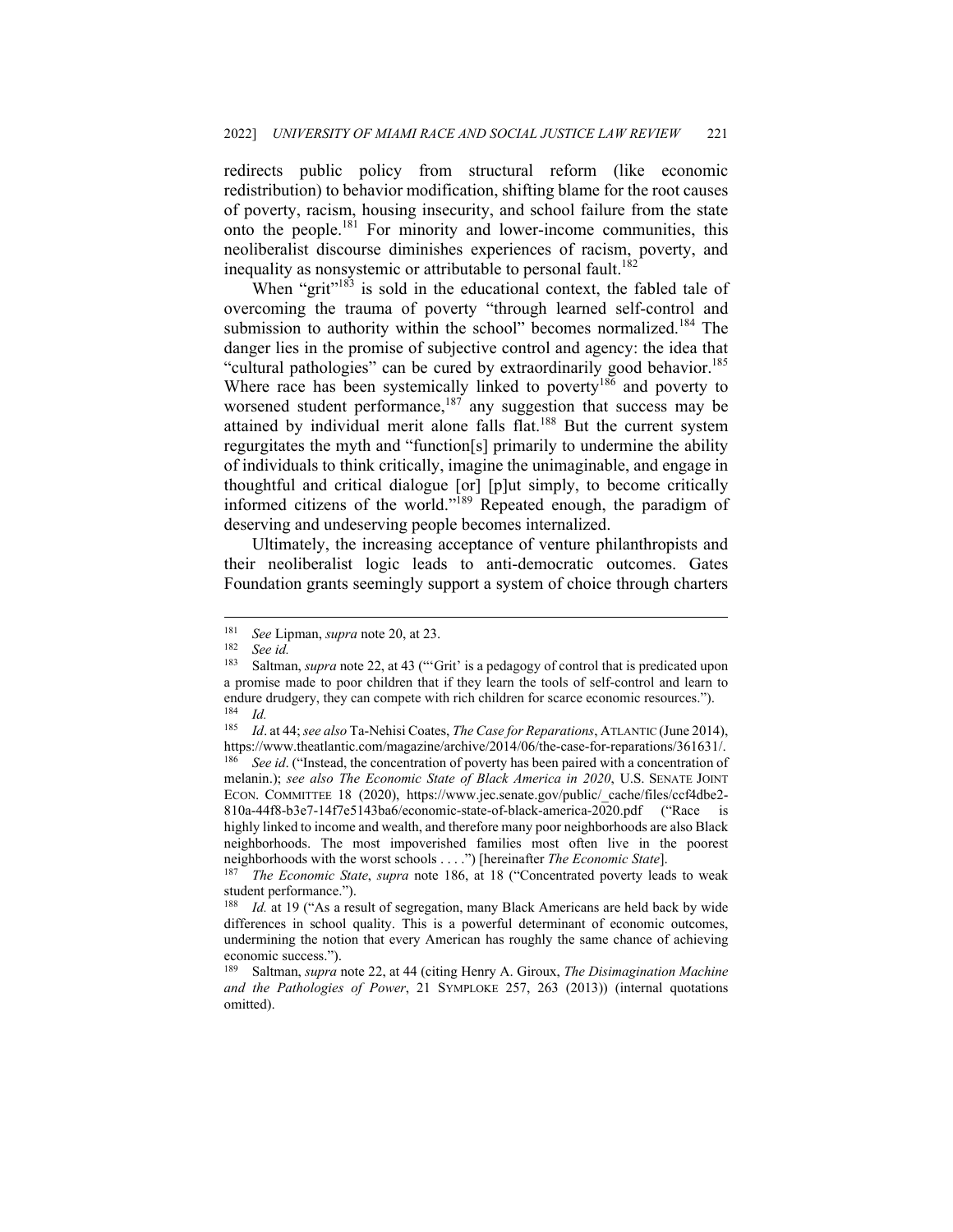redirects public policy from structural reform (like economic redistribution) to behavior modification, shifting blame for the root causes of poverty, racism, housing insecurity, and school failure from the state onto the people.[181] For minority and lower-income communities, this neoliberalist discourse diminishes experiences of racism, poverty, and inequality as nonsystemic or attributable to personal fault.[182]

When "grit"[183] is sold in the educational context, the fabled tale of overcoming the trauma of poverty "through learned self-control and submission to authority within the school" becomes normalized.[184] The danger lies in the promise of subjective control and agency: the idea that "cultural pathologies" can be cured by extraordinarily good behavior.[185] Where race has been systemically linked to poverty[186] and poverty to worsened student performance,[187] any suggestion that success may be attained by individual merit alone falls flat.[188] But the current system regurgitates the myth and "function[s] primarily to undermine the ability of individuals to think critically, imagine the unimaginable, and engage in thoughtful and critical dialogue [or] [p]ut simply, to become critically informed citizens of the world."[189] Repeated enough, the paradigm of deserving and undeserving people becomes internalized.

Ultimately, the increasing acceptance of venture philanthropists and their neoliberalist logic leads to anti-democratic outcomes. Gates Foundation grants seemingly support a system of choice through charters

---

[181] *See* Lipman, *supra* note 20, at 23.

[182] *See id.*

[183] Saltman, *supra* note 22, at 43 ("'Grit' is a pedagogy of control that is predicated upon a promise made to poor children that if they learn the tools of self-control and learn to endure drudgery, they can compete with rich children for scarce economic resources.").

[184] *Id.*

[185] *Id*. at 44; *see also* Ta-Nehisi Coates, *The Case for Reparations*, ATLANTIC (June 2014), https://www.theatlantic.com/magazine/archive/2014/06/the-case-for-reparations/361631/.

[186] *See id*. ("Instead, the concentration of poverty has been paired with a concentration of melanin.); *see also The Economic State of Black America in 2020*, U.S. SENATE JOINT ECON. COMMITTEE 18 (2020), https://www.jec.senate.gov/public/_cache/files/ccf4dbe2-810a-44f8-b3e7-14f7e5143ba6/economic-state-of-black-america-2020.pdf ("Race is highly linked to income and wealth, and therefore many poor neighborhoods are also Black neighborhoods. The most impoverished families most often live in the poorest neighborhoods with the worst schools . . . .") [hereinafter *The Economic State*].

[187] *The Economic State*, *supra* note 186, at 18 ("Concentrated poverty leads to weak student performance.").

[188] *Id.* at 19 ("As a result of segregation, many Black Americans are held back by wide differences in school quality. This is a powerful determinant of economic outcomes, undermining the notion that every American has roughly the same chance of achieving economic success.").

[189] Saltman, *supra* note 22, at 44 (citing Henry A. Giroux, *The Disimagination Machine and the Pathologies of Power*, 21 SYMPLOKE 257, 263 (2013)) (internal quotations omitted).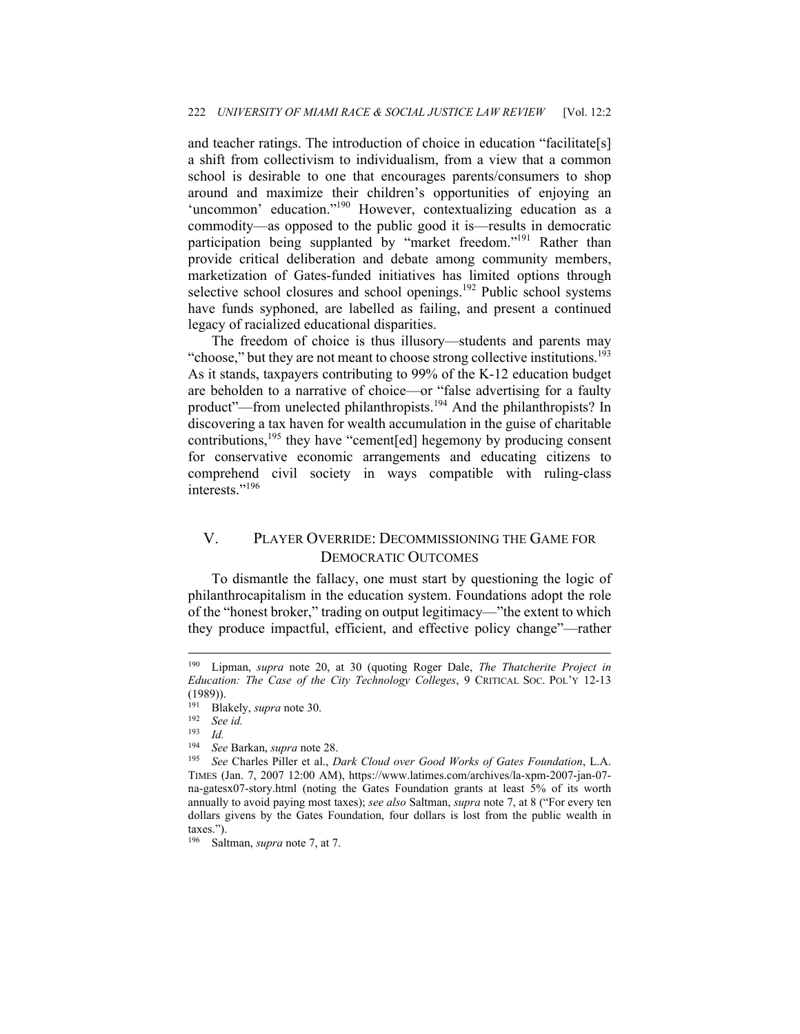and teacher ratings. The introduction of choice in education "facilitate[s] a shift from collectivism to individualism, from a view that a common school is desirable to one that encourages parents/consumers to shop around and maximize their children's opportunities of enjoying an 'uncommon' education."[190] However, contextualizing education as a commodity—as opposed to the public good it is—results in democratic participation being supplanted by "market freedom."[191] Rather than provide critical deliberation and debate among community members, marketization of Gates-funded initiatives has limited options through selective school closures and school openings.[192] Public school systems have funds syphoned, are labelled as failing, and present a continued legacy of racialized educational disparities.

The freedom of choice is thus illusory—students and parents may "choose," but they are not meant to choose strong collective institutions.[193] As it stands, taxpayers contributing to 99% of the K-12 education budget are beholden to a narrative of choice—or "false advertising for a faulty product"—from unelected philanthropists.[194] And the philanthropists? In discovering a tax haven for wealth accumulation in the guise of charitable contributions,[195] they have "cement[ed] hegemony by producing consent for conservative economic arrangements and educating citizens to comprehend civil society in ways compatible with ruling-class interests."[196]

## V. PLAYER OVERRIDE: DECOMMISSIONING THE GAME FOR DEMOCRATIC OUTCOMES

To dismantle the fallacy, one must start by questioning the logic of philanthrocapitalism in the education system. Foundations adopt the role of the "honest broker," trading on output legitimacy—"the extent to which they produce impactful, efficient, and effective policy change"—rather

---

[190] Lipman, *supra* note 20, at 30 (quoting Roger Dale, *The Thatcherite Project in Education: The Case of the City Technology Colleges*, 9 CRITICAL SOC. POL'Y 12-13 (1989)).

[191] Blakely, *supra* note 30.

[192] *See id.*

[193] *Id.*

[194] *See* Barkan, *supra* note 28.

[195] *See* Charles Piller et al., *Dark Cloud over Good Works of Gates Foundation*, L.A. TIMES (Jan. 7, 2007 12:00 AM), https://www.latimes.com/archives/la-xpm-2007-jan-07-na-gatesx07-story.html (noting the Gates Foundation grants at least 5% of its worth annually to avoid paying most taxes); *see also* Saltman, *supra* note 7, at 8 ("For every ten dollars givens by the Gates Foundation, four dollars is lost from the public wealth in taxes.").

[196] Saltman, *supra* note 7, at 7.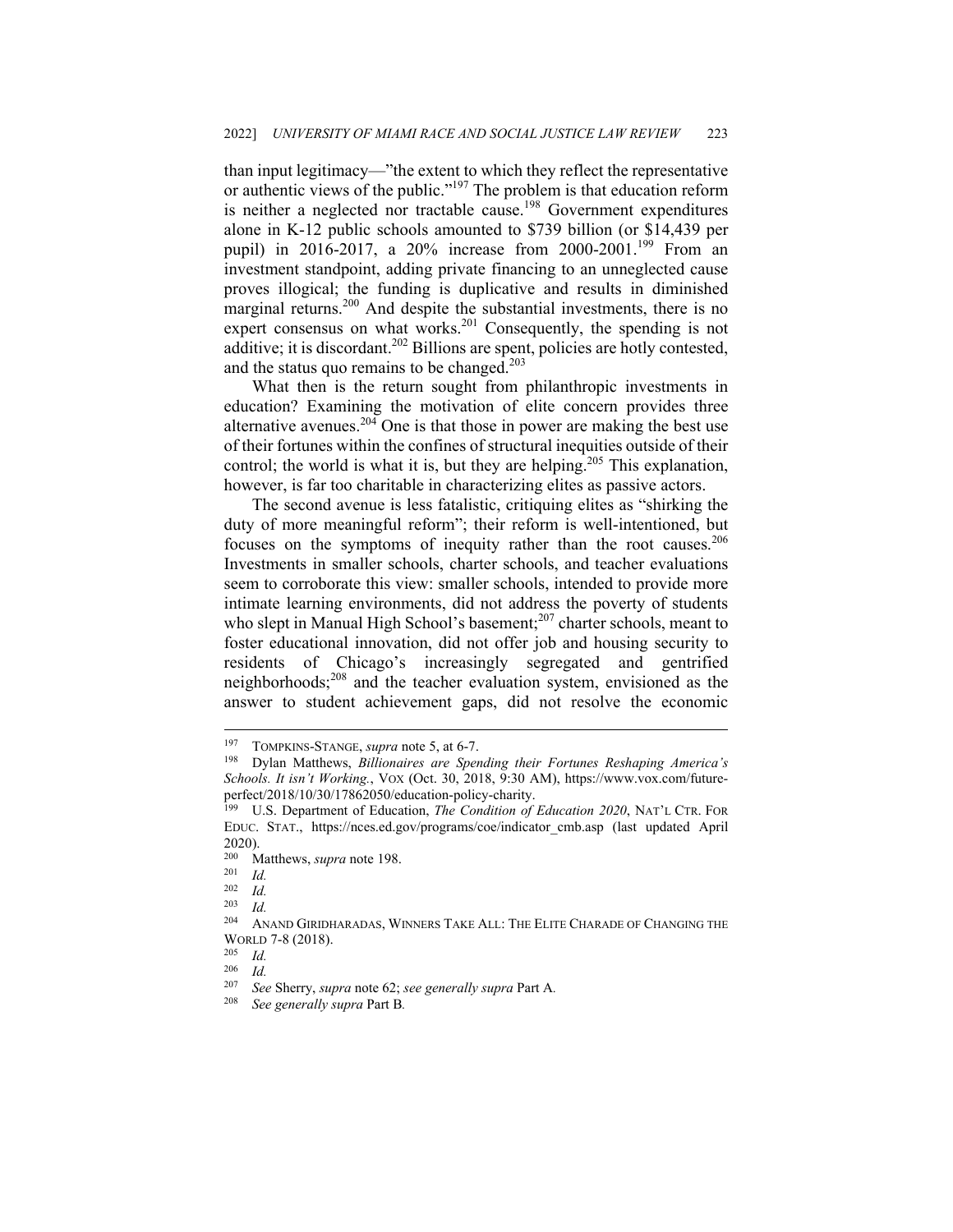than input legitimacy—"the extent to which they reflect the representative or authentic views of the public."[197] The problem is that education reform is neither a neglected nor tractable cause.[198] Government expenditures alone in K-12 public schools amounted to $739 billion (or $14,439 per pupil) in 2016-2017, a 20% increase from 2000-2001.[199] From an investment standpoint, adding private financing to an unneglected cause proves illogical; the funding is duplicative and results in diminished marginal returns.[200] And despite the substantial investments, there is no expert consensus on what works.[201] Consequently, the spending is not additive; it is discordant.[202] Billions are spent, policies are hotly contested, and the status quo remains to be changed.[203]

What then is the return sought from philanthropic investments in education? Examining the motivation of elite concern provides three alternative avenues.[204] One is that those in power are making the best use of their fortunes within the confines of structural inequities outside of their control; the world is what it is, but they are helping.[205] This explanation, however, is far too charitable in characterizing elites as passive actors.

The second avenue is less fatalistic, critiquing elites as "shirking the duty of more meaningful reform"; their reform is well-intentioned, but focuses on the symptoms of inequity rather than the root causes.[206] Investments in smaller schools, charter schools, and teacher evaluations seem to corroborate this view: smaller schools, intended to provide more intimate learning environments, did not address the poverty of students who slept in Manual High School's basement;[207] charter schools, meant to foster educational innovation, did not offer job and housing security to residents of Chicago's increasingly segregated and gentrified neighborhoods;[208] and the teacher evaluation system, envisioned as the answer to student achievement gaps, did not resolve the economic

---

197 TOMPKINS-STANGE, *supra* note 5, at 6-7.

198 Dylan Matthews, *Billionaires are Spending their Fortunes Reshaping America's Schools. It isn't Working.*, VOX (Oct. 30, 2018, 9:30 AM), https://www.vox.com/future-perfect/2018/10/30/17862050/education-policy-charity.

199 U.S. Department of Education, *The Condition of Education 2020*, NAT'L CTR. FOR EDUC. STAT., https://nces.ed.gov/programs/coe/indicator_cmb.asp (last updated April 2020).

200 Matthews, *supra* note 198.

201 *Id.*

202 *Id.*

203 *Id.*

204 ANAND GIRIDHARADAS, WINNERS TAKE ALL: THE ELITE CHARADE OF CHANGING THE WORLD 7-8 (2018).

205 *Id.*

206 *Id.*

207 *See* Sherry, *supra* note 62; *see generally supra* Part A.

208 *See generally supra* Part B.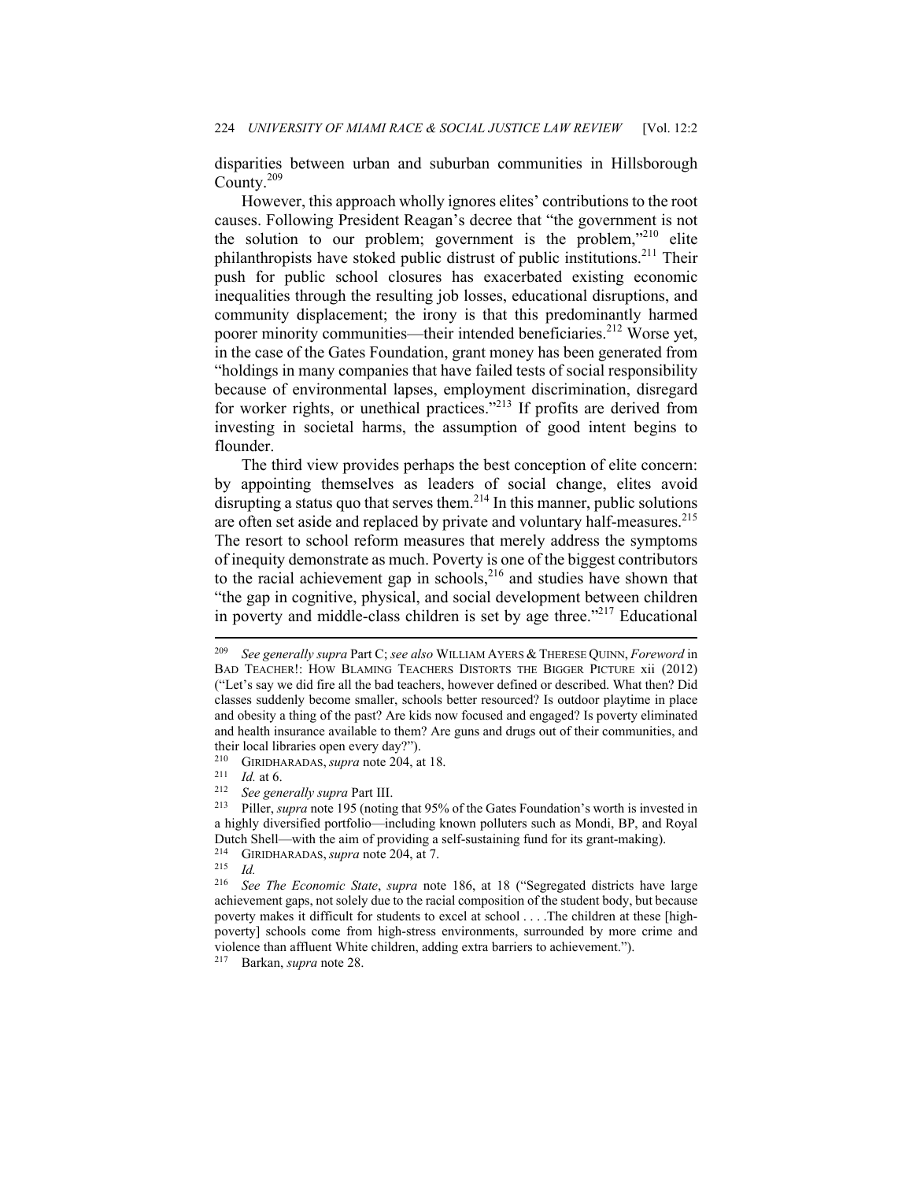disparities between urban and suburban communities in Hillsborough County.[209]

However, this approach wholly ignores elites' contributions to the root causes. Following President Reagan's decree that "the government is not the solution to our problem; government is the problem,"[210] elite philanthropists have stoked public distrust of public institutions.[211] Their push for public school closures has exacerbated existing economic inequalities through the resulting job losses, educational disruptions, and community displacement; the irony is that this predominantly harmed poorer minority communities—their intended beneficiaries.[212] Worse yet, in the case of the Gates Foundation, grant money has been generated from "holdings in many companies that have failed tests of social responsibility because of environmental lapses, employment discrimination, disregard for worker rights, or unethical practices."[213] If profits are derived from investing in societal harms, the assumption of good intent begins to flounder.

The third view provides perhaps the best conception of elite concern: by appointing themselves as leaders of social change, elites avoid disrupting a status quo that serves them.[214] In this manner, public solutions are often set aside and replaced by private and voluntary half-measures.[215] The resort to school reform measures that merely address the symptoms of inequity demonstrate as much. Poverty is one of the biggest contributors to the racial achievement gap in schools,[216] and studies have shown that "the gap in cognitive, physical, and social development between children in poverty and middle-class children is set by age three."[217] Educational

---

[209] *See generally supra* Part C; *see also* WILLIAM AYERS & THERESE QUINN, *Foreword* in BAD TEACHER!: HOW BLAMING TEACHERS DISTORTS THE BIGGER PICTURE xii (2012) ("Let's say we did fire all the bad teachers, however defined or described. What then? Did classes suddenly become smaller, schools better resourced? Is outdoor playtime in place and obesity a thing of the past? Are kids now focused and engaged? Is poverty eliminated and health insurance available to them? Are guns and drugs out of their communities, and their local libraries open every day?").

[210] GIRIDHARADAS, *supra* note 204, at 18.

[211] *Id.* at 6.

[212] *See generally supra* Part III.

[213] Piller, *supra* note 195 (noting that 95% of the Gates Foundation's worth is invested in a highly diversified portfolio—including known polluters such as Mondi, BP, and Royal Dutch Shell—with the aim of providing a self-sustaining fund for its grant-making).

[214] GIRIDHARADAS, *supra* note 204, at 7.

[215] *Id.*

[216] *See The Economic State*, *supra* note 186, at 18 ("Segregated districts have large achievement gaps, not solely due to the racial composition of the student body, but because poverty makes it difficult for students to excel at school . . . .The children at these [high-poverty] schools come from high-stress environments, surrounded by more crime and violence than affluent White children, adding extra barriers to achievement.").

[217] Barkan, *supra* note 28.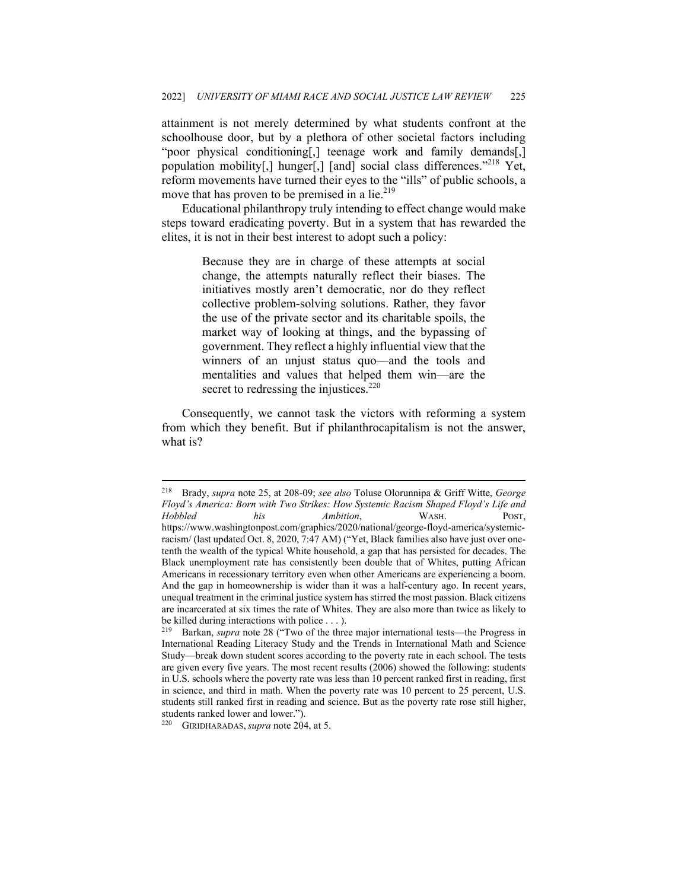attainment is not merely determined by what students confront at the schoolhouse door, but by a plethora of other societal factors including "poor physical conditioning[,] teenage work and family demands[,] population mobility[,] hunger[,] [and] social class differences."[218] Yet, reform movements have turned their eyes to the "ills" of public schools, a move that has proven to be premised in a lie.[219]

Educational philanthropy truly intending to effect change would make steps toward eradicating poverty. But in a system that has rewarded the elites, it is not in their best interest to adopt such a policy:

> Because they are in charge of these attempts at social change, the attempts naturally reflect their biases. The initiatives mostly aren't democratic, nor do they reflect collective problem-solving solutions. Rather, they favor the use of the private sector and its charitable spoils, the market way of looking at things, and the bypassing of government. They reflect a highly influential view that the winners of an unjust status quo—and the tools and mentalities and values that helped them win—are the secret to redressing the injustices.[220]

Consequently, we cannot task the victors with reforming a system from which they benefit. But if philanthrocapitalism is not the answer, what is?

---

[218] Brady, *supra* note 25, at 208-09; *see also* Toluse Olorunnipa & Griff Witte, *George Floyd's America: Born with Two Strikes: How Systemic Racism Shaped Floyd's Life and Hobbled his Ambition*, WASH. POST, https://www.washingtonpost.com/graphics/2020/national/george-floyd-america/systemic-racism/ (last updated Oct. 8, 2020, 7:47 AM) ("Yet, Black families also have just over one-tenth the wealth of the typical White household, a gap that has persisted for decades. The Black unemployment rate has consistently been double that of Whites, putting African Americans in recessionary territory even when other Americans are experiencing a boom. And the gap in homeownership is wider than it was a half-century ago. In recent years, unequal treatment in the criminal justice system has stirred the most passion. Black citizens are incarcerated at six times the rate of Whites. They are also more than twice as likely to be killed during interactions with police . . . ).

[219] Barkan, *supra* note 28 ("Two of the three major international tests—the Progress in International Reading Literacy Study and the Trends in International Math and Science Study—break down student scores according to the poverty rate in each school. The tests are given every five years. The most recent results (2006) showed the following: students in U.S. schools where the poverty rate was less than 10 percent ranked first in reading, first in science, and third in math. When the poverty rate was 10 percent to 25 percent, U.S. students still ranked first in reading and science. But as the poverty rate rose still higher, students ranked lower and lower.").

[220] GIRIDHARADAS, *supra* note 204, at 5.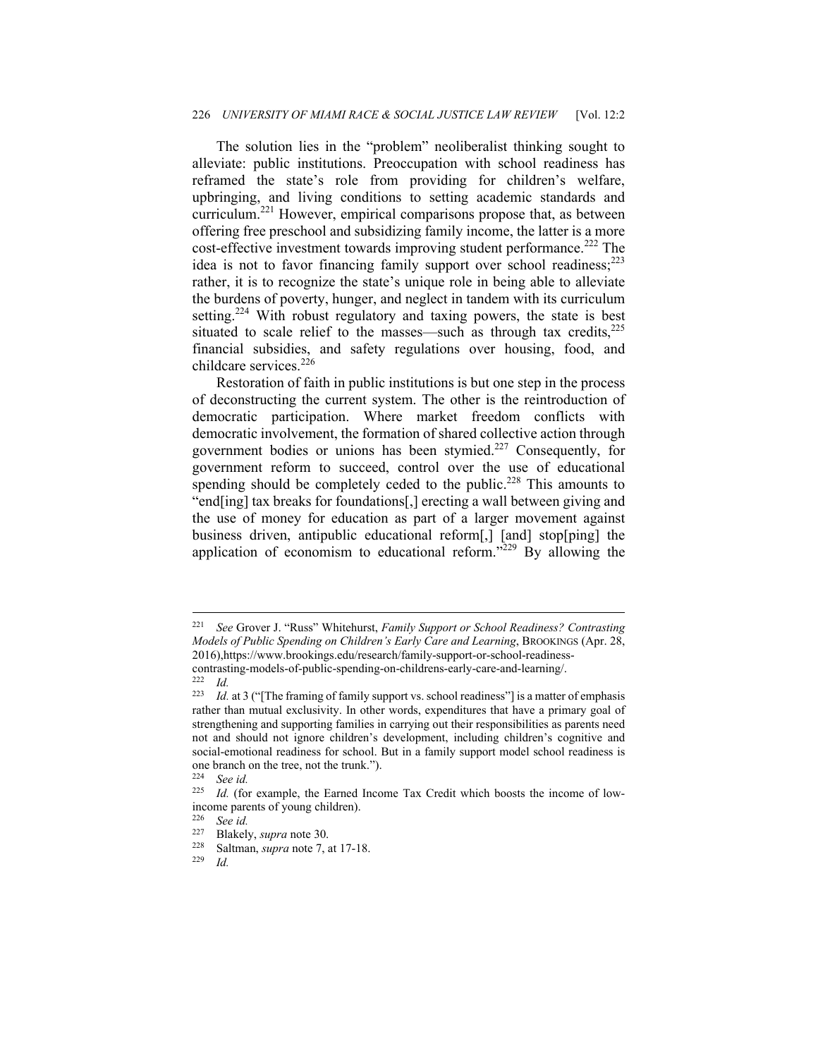The solution lies in the "problem" neoliberalist thinking sought to alleviate: public institutions. Preoccupation with school readiness has reframed the state's role from providing for children's welfare, upbringing, and living conditions to setting academic standards and curriculum.[221] However, empirical comparisons propose that, as between offering free preschool and subsidizing family income, the latter is a more cost-effective investment towards improving student performance.[222] The idea is not to favor financing family support over school readiness;[223] rather, it is to recognize the state's unique role in being able to alleviate the burdens of poverty, hunger, and neglect in tandem with its curriculum setting.[224] With robust regulatory and taxing powers, the state is best situated to scale relief to the masses—such as through tax credits,[225] financial subsidies, and safety regulations over housing, food, and childcare services.[226]

Restoration of faith in public institutions is but one step in the process of deconstructing the current system. The other is the reintroduction of democratic participation. Where market freedom conflicts with democratic involvement, the formation of shared collective action through government bodies or unions has been stymied.[227] Consequently, for government reform to succeed, control over the use of educational spending should be completely ceded to the public.[228] This amounts to "end[ing] tax breaks for foundations[,] erecting a wall between giving and the use of money for education as part of a larger movement against business driven, antipublic educational reform[,] [and] stop[ping] the application of economism to educational reform."[229] By allowing the

---

[221] *See* Grover J. "Russ" Whitehurst, *Family Support or School Readiness? Contrasting Models of Public Spending on Children's Early Care and Learning*, BROOKINGS (Apr. 28, 2016),https://www.brookings.edu/research/family-support-or-school-readiness-contrasting-models-of-public-spending-on-childrens-early-care-and-learning/.

[222] *Id.*

[223] *Id.* at 3 ("[The framing of family support vs. school readiness"] is a matter of emphasis rather than mutual exclusivity. In other words, expenditures that have a primary goal of strengthening and supporting families in carrying out their responsibilities as parents need not and should not ignore children's development, including children's cognitive and social-emotional readiness for school. But in a family support model school readiness is one branch on the tree, not the trunk.").

[224] *See id.*

[225] *Id.* (for example, the Earned Income Tax Credit which boosts the income of low-income parents of young children).

[226] *See id.*

[227] Blakely, *supra* note 30.

[228] Saltman, *supra* note 7, at 17-18.

[229] *Id.*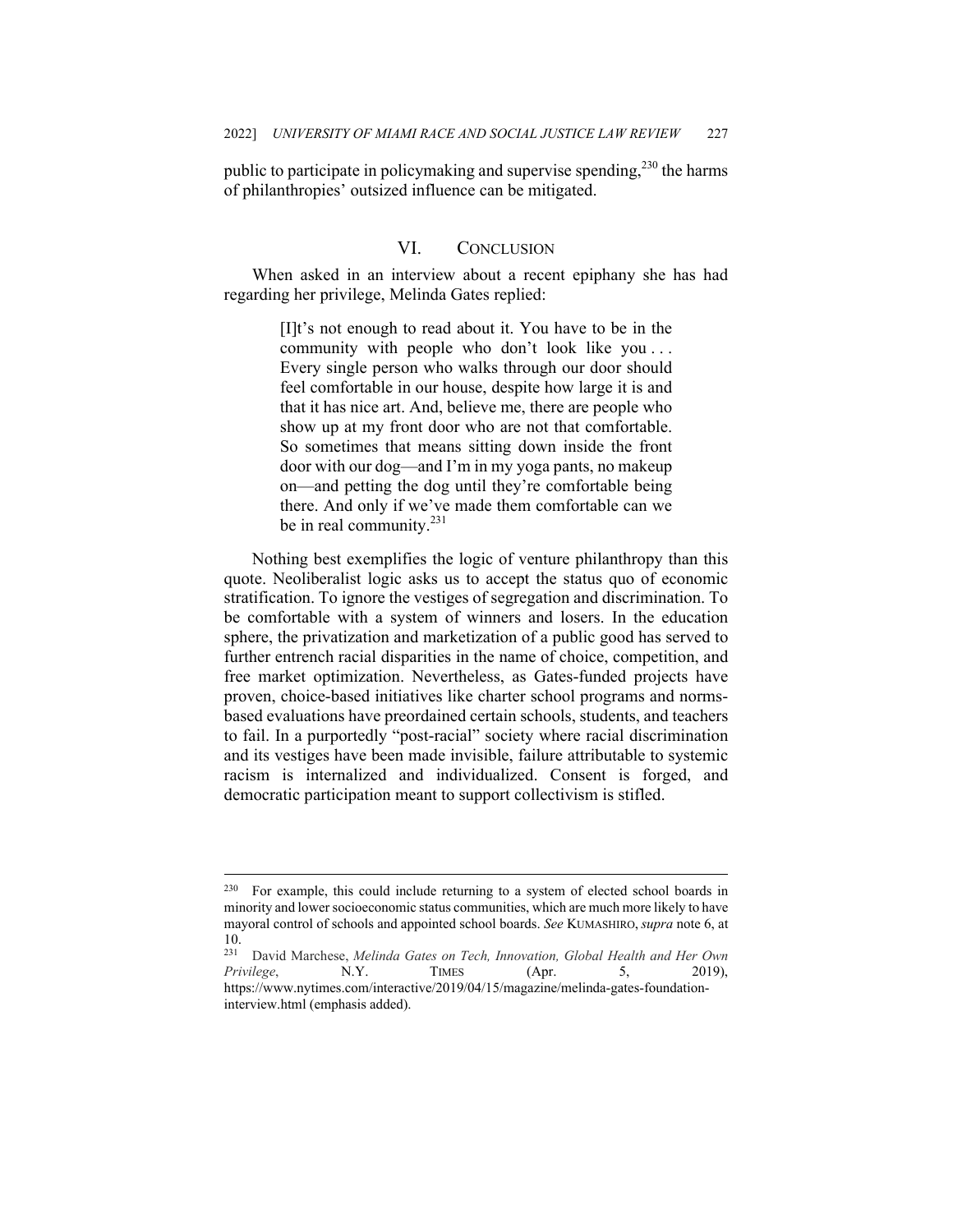public to participate in policymaking and supervise spending,[230] the harms of philanthropies' outsized influence can be mitigated.

## VI. CONCLUSION

When asked in an interview about a recent epiphany she has had regarding her privilege, Melinda Gates replied:

> [I]t's not enough to read about it. You have to be in the community with people who don't look like you . . . Every single person who walks through our door should feel comfortable in our house, despite how large it is and that it has nice art. And, believe me, there are people who show up at my front door who are not that comfortable. So sometimes that means sitting down inside the front door with our dog—and I'm in my yoga pants, no makeup on—and petting the dog until they're comfortable being there. And only if we've made them comfortable can we be in real community.[231]

Nothing best exemplifies the logic of venture philanthropy than this quote. Neoliberalist logic asks us to accept the status quo of economic stratification. To ignore the vestiges of segregation and discrimination. To be comfortable with a system of winners and losers. In the education sphere, the privatization and marketization of a public good has served to further entrench racial disparities in the name of choice, competition, and free market optimization. Nevertheless, as Gates-funded projects have proven, choice-based initiatives like charter school programs and norms-based evaluations have preordained certain schools, students, and teachers to fail. In a purportedly "post-racial" society where racial discrimination and its vestiges have been made invisible, failure attributable to systemic racism is internalized and individualized. Consent is forged, and democratic participation meant to support collectivism is stifled.

---

[230] For example, this could include returning to a system of elected school boards in minority and lower socioeconomic status communities, which are much more likely to have mayoral control of schools and appointed school boards. *See* KUMASHIRO, *supra* note 6, at 10.

[231] David Marchese, *Melinda Gates on Tech, Innovation, Global Health and Her Own Privilege*, N.Y. TIMES (Apr. 5, 2019), https://www.nytimes.com/interactive/2019/04/15/magazine/melinda-gates-foundation-interview.html (emphasis added).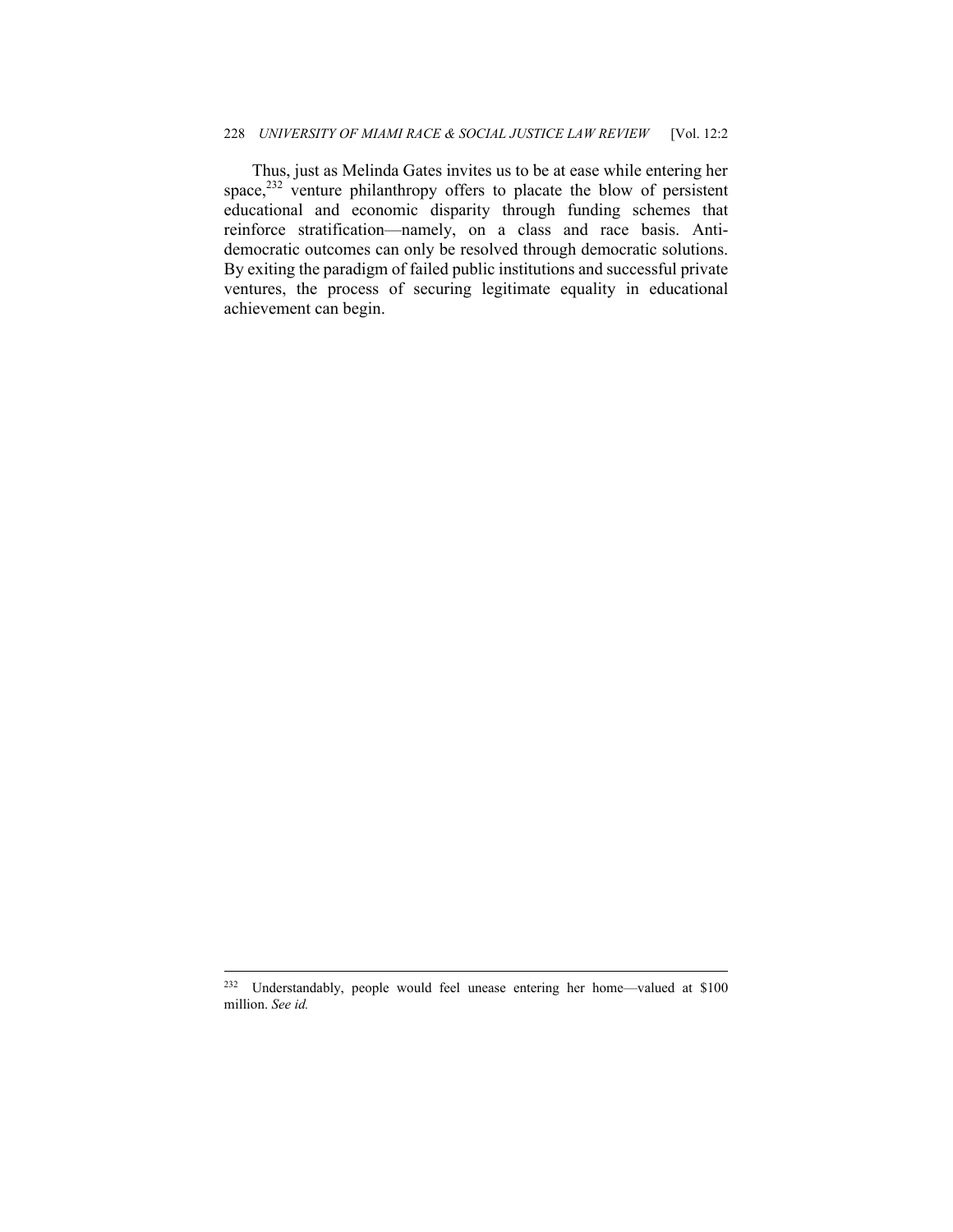Thus, just as Melinda Gates invites us to be at ease while entering her space,[232] venture philanthropy offers to placate the blow of persistent educational and economic disparity through funding schemes that reinforce stratification—namely, on a class and race basis. Anti-democratic outcomes can only be resolved through democratic solutions. By exiting the paradigm of failed public institutions and successful private ventures, the process of securing legitimate equality in educational achievement can begin.

---

[232] Understandably, people would feel unease entering her home—valued at $100 million. *See id.*